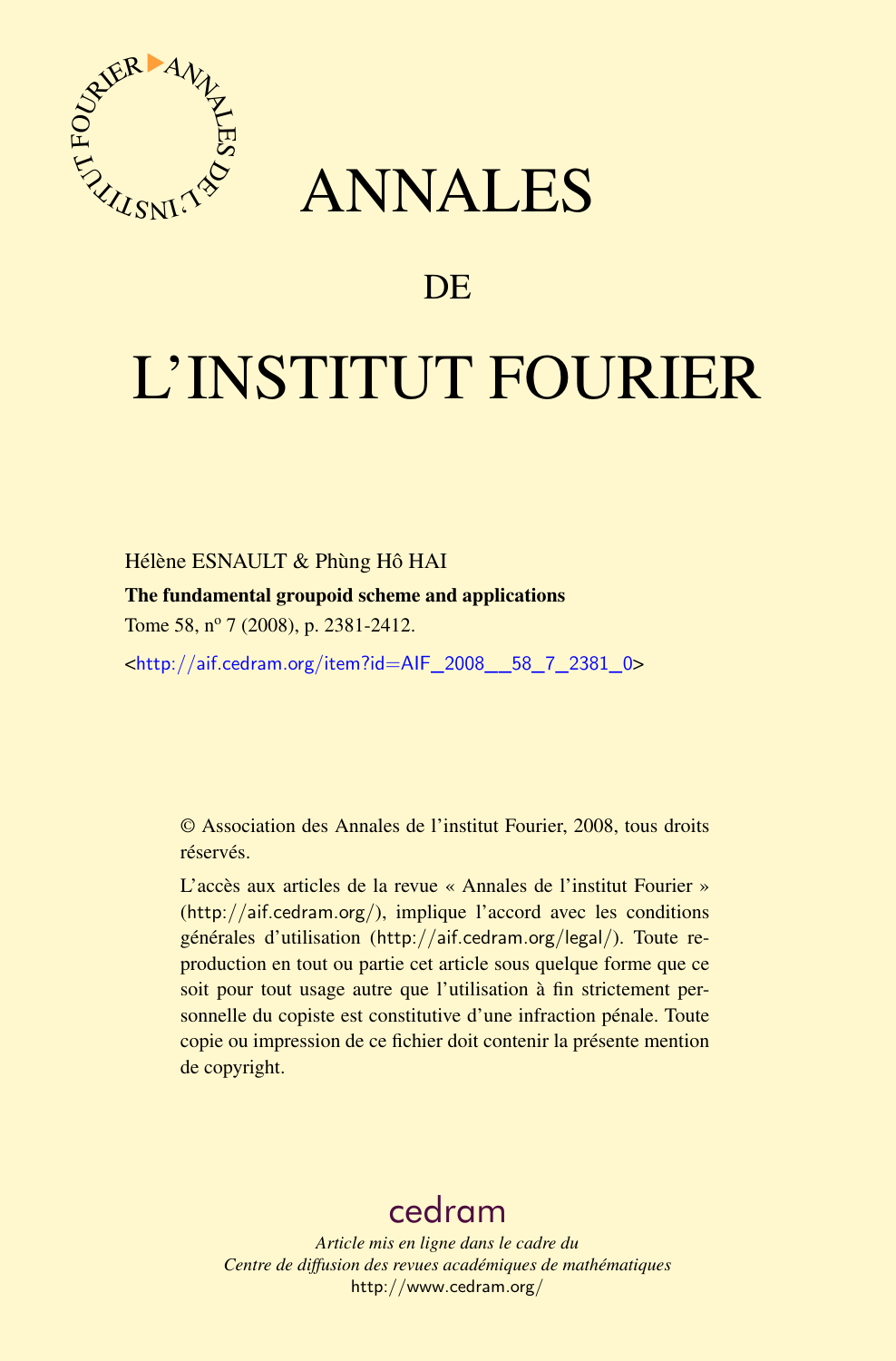# ANNALES

## DE

# L'INSTITUT FOURIER

Hélène ESNAULT & Phùng Hô HAI

**The fundamental groupoid scheme and applications**

Tome 58, nº 7 (2008), p. 2381-2412.

<http://aif.cedram.org/item?id=AIF_2008__58_7_2381_0>

© Association des Annales de l'institut Fourier, 2008, tous droits réservés.

L'accès aux articles de la revue « Annales de l'institut Fourier » (http://aif.cedram.org/), implique l'accord avec les conditions générales d'utilisation (http://aif.cedram.org/legal/). Toute reproduction en tout ou partie cet article sous quelque forme que ce soit pour tout usage autre que l'utilisation à fin strictement personnelle du copiste est constitutive d'une infraction pénale. Toute copie ou impression de ce fichier doit contenir la présente mention de copyright.

cedram

*Article mis en ligne dans le cadre du*
*Centre de diffusion des revues académiques de mathématiques*
http://www.cedram.org/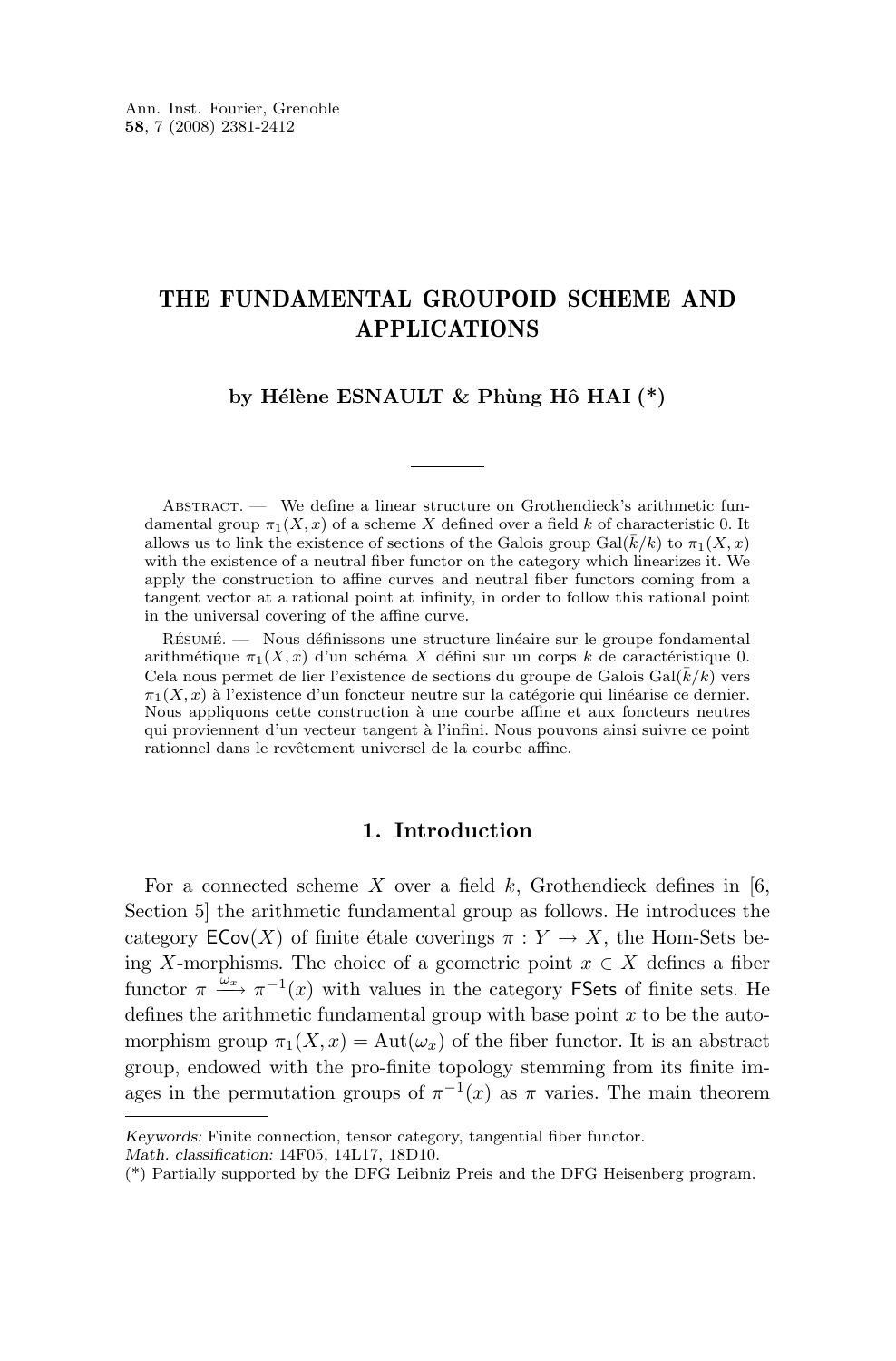Ann. Inst. Fourier, Grenoble
**58**, 7 (2008) 2381-2412

# THE FUNDAMENTAL GROUPOID SCHEME AND APPLICATIONS

### by Hélène ESNAULT & Phùng Hô HAI (*)

Abstract. — We define a linear structure on Grothendieck's arithmetic fundamental group $\pi_1(X,x)$ of a scheme $X$ defined over a field $k$ of characteristic 0. It allows us to link the existence of sections of the Galois group $\mathrm{Gal}(\bar{k}/k)$ to $\pi_1(X,x)$ with the existence of a neutral fiber functor on the category which linearizes it. We apply the construction to affine curves and neutral fiber functors coming from a tangent vector at a rational point at infinity, in order to follow this rational point in the universal covering of the affine curve.

Résumé. — Nous définissons une structure linéaire sur le groupe fondamental arithmétique $\pi_1(X,x)$ d'un schéma $X$ défini sur un corps $k$ de caractéristique 0. Cela nous permet de lier l'existence de sections du groupe de Galois $\mathrm{Gal}(\bar{k}/k)$ vers $\pi_1(X,x)$ à l'existence d'un foncteur neutre sur la catégorie qui linéarise ce dernier. Nous appliquons cette construction à une courbe affine et aux foncteurs neutres qui proviennent d'un vecteur tangent à l'infini. Nous pouvons ainsi suivre ce point rationnel dans le revêtement universel de la courbe affine.

## 1. Introduction

For a connected scheme $X$ over a field $k$, Grothendieck defines in [6, Section 5] the arithmetic fundamental group as follows. He introduces the category $\mathsf{ECov}(X)$ of finite étale coverings $\pi : Y \to X$, the Hom-Sets being $X$-morphisms. The choice of a geometric point $x \in X$ defines a fiber functor $\pi \xrightarrow{\omega_x} \pi^{-1}(x)$ with values in the category $\mathsf{FSets}$ of finite sets. He defines the arithmetic fundamental group with base point $x$ to be the automorphism group $\pi_1(X,x) = \mathrm{Aut}(\omega_x)$ of the fiber functor. It is an abstract group, endowed with the pro-finite topology stemming from its finite images in the permutation groups of $\pi^{-1}(x)$ as $\pi$ varies. The main theorem

*Keywords:* Finite connection, tensor category, tangential fiber functor.
*Math. classification:* 14F05, 14L17, 18D10.
(*) Partially supported by the DFG Leibniz Preis and the DFG Heisenberg program.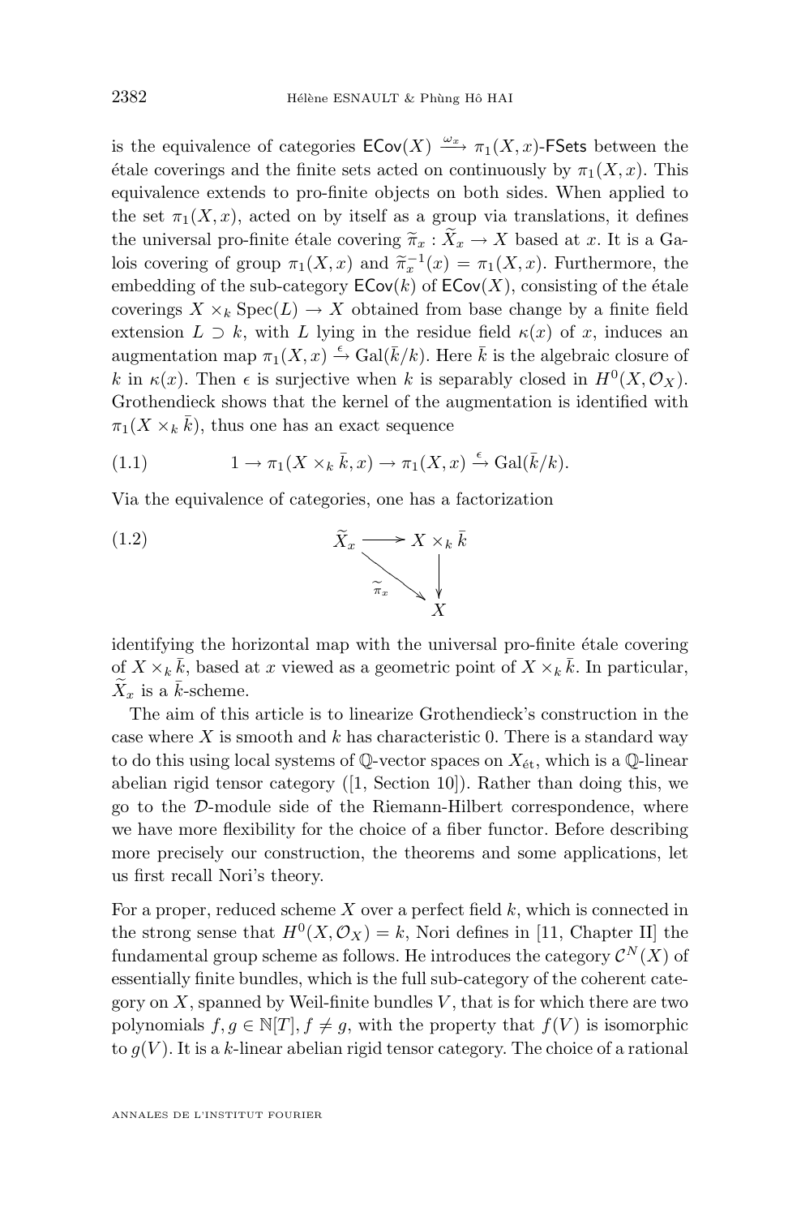is the equivalence of categories $\mathsf{ECov}(X) \xrightarrow{\omega_x} \pi_1(X,x)$-$\mathsf{FSets}$ between the étale coverings and the finite sets acted on continuously by $\pi_1(X,x)$. This equivalence extends to pro-finite objects on both sides. When applied to the set $\pi_1(X,x)$, acted on by itself as a group via translations, it defines the universal pro-finite étale covering $\widetilde{\pi}_x : \widetilde{X}_x \to X$ based at $x$. It is a Galois covering of group $\pi_1(X,x)$ and $\widetilde{\pi}_x^{-1}(x) = \pi_1(X,x)$. Furthermore, the embedding of the sub-category $\mathsf{ECov}(k)$ of $\mathsf{ECov}(X)$, consisting of the étale coverings $X \times_k \mathrm{Spec}(L) \to X$ obtained from base change by a finite field extension $L \supset k$, with $L$ lying in the residue field $\kappa(x)$ of $x$, induces an augmentation map $\pi_1(X,x) \xrightarrow{\epsilon} \mathrm{Gal}(\bar{k}/k)$. Here $\bar{k}$ is the algebraic closure of $k$ in $\kappa(x)$. Then $\epsilon$ is surjective when $k$ is separably closed in $H^0(X, \mathcal{O}_X)$. Grothendieck shows that the kernel of the augmentation is identified with $\pi_1(X \times_k \bar{k})$, thus one has an exact sequence

$$1 \to \pi_1(X \times_k \bar{k}, x) \to \pi_1(X,x) \xrightarrow{\epsilon} \mathrm{Gal}(\bar{k}/k). \tag{1.1}$$

Via the equivalence of categories, one has a factorization

$$\begin{array}{ccc} \widetilde{X}_x & \longrightarrow & X \times_k \bar{k} \\ & \underset{\widetilde{\pi}_x}{\searrow} & \downarrow \\ & & X \end{array} \tag{1.2}$$

identifying the horizontal map with the universal pro-finite étale covering of $X \times_k \bar{k}$, based at $x$ viewed as a geometric point of $X \times_k \bar{k}$. In particular, $\widetilde{X}_x$ is a $\bar{k}$-scheme.

The aim of this article is to linearize Grothendieck's construction in the case where $X$ is smooth and $k$ has characteristic 0. There is a standard way to do this using local systems of $\mathbb{Q}$-vector spaces on $X_{\text{ét}}$, which is a $\mathbb{Q}$-linear abelian rigid tensor category ([1, Section 10]). Rather than doing this, we go to the $\mathcal{D}$-module side of the Riemann-Hilbert correspondence, where we have more flexibility for the choice of a fiber functor. Before describing more precisely our construction, the theorems and some applications, let us first recall Nori's theory.

For a proper, reduced scheme $X$ over a perfect field $k$, which is connected in the strong sense that $H^0(X, \mathcal{O}_X) = k$, Nori defines in [11, Chapter II] the fundamental group scheme as follows. He introduces the category $\mathcal{C}^N(X)$ of essentially finite bundles, which is the full sub-category of the coherent category on $X$, spanned by Weil-finite bundles $V$, that is for which there are two polynomials $f, g \in \mathbb{N}[T]$, $f \neq g$, with the property that $f(V)$ is isomorphic to $g(V)$. It is a $k$-linear abelian rigid tensor category. The choice of a rational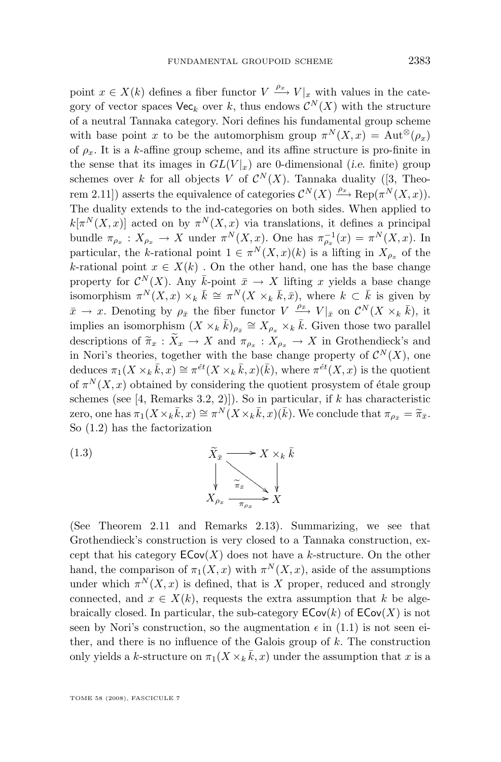point $x \in X(k)$ defines a fiber functor $V \xrightarrow{\rho_x} V|_x$ with values in the category of vector spaces $\mathsf{Vec}_k$ over $k$, thus endows $\mathcal{C}^N(X)$ with the structure of a neutral Tannaka category. Nori defines his fundamental group scheme with base point $x$ to be the automorphism group $\pi^N(X,x) = \mathrm{Aut}^{\otimes}(\rho_x)$ of $\rho_x$. It is a $k$-affine group scheme, and its affine structure is pro-finite in the sense that its images in $GL(V|_x)$ are 0-dimensional (*i.e.* finite) group schemes over $k$ for all objects $V$ of $\mathcal{C}^N(X)$. Tannaka duality ([3, Theorem 2.11]) asserts the equivalence of categories $\mathcal{C}^N(X) \xrightarrow{\rho_x} \mathrm{Rep}(\pi^N(X,x))$. The duality extends to the ind-categories on both sides. When applied to $k[\pi^N(X,x)]$ acted on by $\pi^N(X,x)$ via translations, it defines a principal bundle $\pi_{\rho_x} : X_{\rho_x} \to X$ under $\pi^N(X,x)$. One has $\pi_{\rho_x}^{-1}(x) = \pi^N(X,x)$. In particular, the $k$-rational point $1 \in \pi^N(X,x)(k)$ is a lifting in $X_{\rho_x}$ of the $k$-rational point $x \in X(k)$ . On the other hand, one has the base change property for $\mathcal{C}^N(X)$. Any $\bar{k}$-point $\bar{x} \to X$ lifting $x$ yields a base change isomorphism $\pi^N(X,x) \times_k \bar{k} \cong \pi^N(X \times_k \bar{k}, \bar{x})$, where $k \subset \bar{k}$ is given by $\bar{x} \to x$. Denoting by $\rho_{\bar{x}}$ the fiber functor $V \xrightarrow{\rho_{\bar{x}}} V|_{\bar{x}}$ on $\mathcal{C}^N(X \times_k \bar{k})$, it implies an isomorphism $(X \times_k \bar{k})_{\rho_{\bar{x}}} \cong X_{\rho_x} \times_k \bar{k}$. Given those two parallel descriptions of $\widetilde{\pi}_x : \widetilde{X}_x \to X$ and $\pi_{\rho_x} : X_{\rho_x} \to X$ in Grothendieck's and in Nori's theories, together with the base change property of $\mathcal{C}^N(X)$, one deduces $\pi_1(X \times_k \bar{k}, x) \cong \pi^{ét}(X \times_k \bar{k}, x)(\bar{k})$, where $\pi^{ét}(X,x)$ is the quotient of $\pi^N(X,x)$ obtained by considering the quotient prosystem of étale group schemes (see [4, Remarks 3.2, 2)]). So in particular, if $k$ has characteristic zero, one has $\pi_1(X \times_k \bar{k}, x) \cong \pi^N(X \times_k \bar{k}, x)(\bar{k})$. We conclude that $\pi_{\rho_{\bar{x}}} = \widetilde{\pi}_{\bar{x}}$. So (1.2) has the factorization

$$
\begin{array}{ccc}
\widetilde{X}_{\bar{x}} & \longrightarrow & X \times_k \bar{k} \\
\downarrow & \searrow^{\widetilde{\pi}_{\bar{x}}} & \downarrow \\
X_{\rho_x} & \xrightarrow{\pi_{\rho_x}} & X
\end{array}
\tag{1.3}
$$

(See Theorem 2.11 and Remarks 2.13). Summarizing, we see that Grothendieck's construction is very closed to a Tannaka construction, except that his category $\mathsf{ECov}(X)$ does not have a $k$-structure. On the other hand, the comparison of $\pi_1(X,x)$ with $\pi^N(X,x)$, aside of the assumptions under which $\pi^N(X,x)$ is defined, that is $X$ proper, reduced and strongly connected, and $x \in X(k)$, requests the extra assumption that $k$ be algebraically closed. In particular, the sub-category $\mathsf{ECov}(k)$ of $\mathsf{ECov}(X)$ is not seen by Nori's construction, so the augmentation $\epsilon$ in (1.1) is not seen either, and there is no influence of the Galois group of $k$. The construction only yields a $k$-structure on $\pi_1(X \times_k \bar{k}, x)$ under the assumption that $x$ is a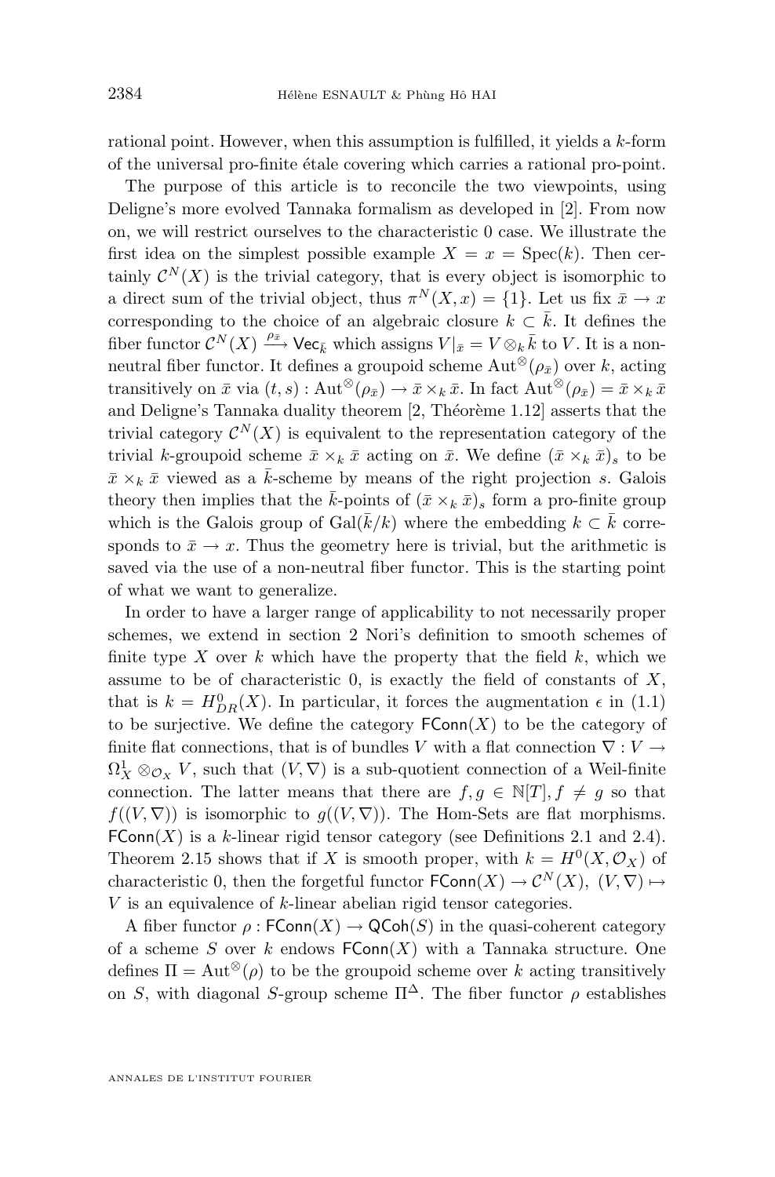rational point. However, when this assumption is fulfilled, it yields a $k$-form of the universal pro-finite étale covering which carries a rational pro-point.

The purpose of this article is to reconcile the two viewpoints, using Deligne's more evolved Tannaka formalism as developed in [2]. From now on, we will restrict ourselves to the characteristic 0 case. We illustrate the first idea on the simplest possible example $X = x = \mathrm{Spec}(k)$. Then certainly $\mathcal{C}^N(X)$ is the trivial category, that is every object is isomorphic to a direct sum of the trivial object, thus $\pi^N(X, x) = \{1\}$. Let us fix $\bar{x} \to x$ corresponding to the choice of an algebraic closure $k \subset \bar{k}$. It defines the fiber functor $\mathcal{C}^N(X) \xrightarrow{\rho_{\bar{x}}} \mathsf{Vec}_{\bar{k}}$ which assigns $V|_{\bar{x}} = V \otimes_k \bar{k}$ to $V$. It is a non-neutral fiber functor. It defines a groupoid scheme $\mathrm{Aut}^{\otimes}(\rho_{\bar{x}})$ over $k$, acting transitively on $\bar{x}$ via $(t, s) : \mathrm{Aut}^{\otimes}(\rho_{\bar{x}}) \to \bar{x} \times_k \bar{x}$. In fact $\mathrm{Aut}^{\otimes}(\rho_{\bar{x}}) = \bar{x} \times_k \bar{x}$ and Deligne's Tannaka duality theorem [2, Théorème 1.12] asserts that the trivial category $\mathcal{C}^N(X)$ is equivalent to the representation category of the trivial $k$-groupoid scheme $\bar{x} \times_k \bar{x}$ acting on $\bar{x}$. We define $(\bar{x} \times_k \bar{x})_s$ to be $\bar{x} \times_k \bar{x}$ viewed as a $\bar{k}$-scheme by means of the right projection $s$. Galois theory then implies that the $\bar{k}$-points of $(\bar{x} \times_k \bar{x})_s$ form a pro-finite group which is the Galois group of $\mathrm{Gal}(\bar{k}/k)$ where the embedding $k \subset \bar{k}$ corresponds to $\bar{x} \to x$. Thus the geometry here is trivial, but the arithmetic is saved via the use of a non-neutral fiber functor. This is the starting point of what we want to generalize.

In order to have a larger range of applicability to not necessarily proper schemes, we extend in section 2 Nori's definition to smooth schemes of finite type $X$ over $k$ which have the property that the field $k$, which we assume to be of characteristic 0, is exactly the field of constants of $X$, that is $k = H^0_{DR}(X)$. In particular, it forces the augmentation $\epsilon$ in (1.1) to be surjective. We define the category $\mathsf{FConn}(X)$ to be the category of finite flat connections, that is of bundles $V$ with a flat connection $\nabla : V \to \Omega^1_X \otimes_{\mathcal{O}_X} V$, such that $(V, \nabla)$ is a sub-quotient connection of a Weil-finite connection. The latter means that there are $f, g \in \mathbb{N}[T], f \neq g$ so that $f((V, \nabla))$ is isomorphic to $g((V, \nabla))$. The Hom-Sets are flat morphisms. $\mathsf{FConn}(X)$ is a $k$-linear rigid tensor category (see Definitions 2.1 and 2.4). Theorem 2.15 shows that if $X$ is smooth proper, with $k = H^0(X, \mathcal{O}_X)$ of characteristic 0, then the forgetful functor $\mathsf{FConn}(X) \to \mathcal{C}^N(X),\ (V, \nabla) \mapsto V$ is an equivalence of $k$-linear abelian rigid tensor categories.

A fiber functor $\rho : \mathsf{FConn}(X) \to \mathsf{QCoh}(S)$ in the quasi-coherent category of a scheme $S$ over $k$ endows $\mathsf{FConn}(X)$ with a Tannaka structure. One defines $\Pi = \mathrm{Aut}^{\otimes}(\rho)$ to be the groupoid scheme over $k$ acting transitively on $S$, with diagonal $S$-group scheme $\Pi^{\Delta}$. The fiber functor $\rho$ establishes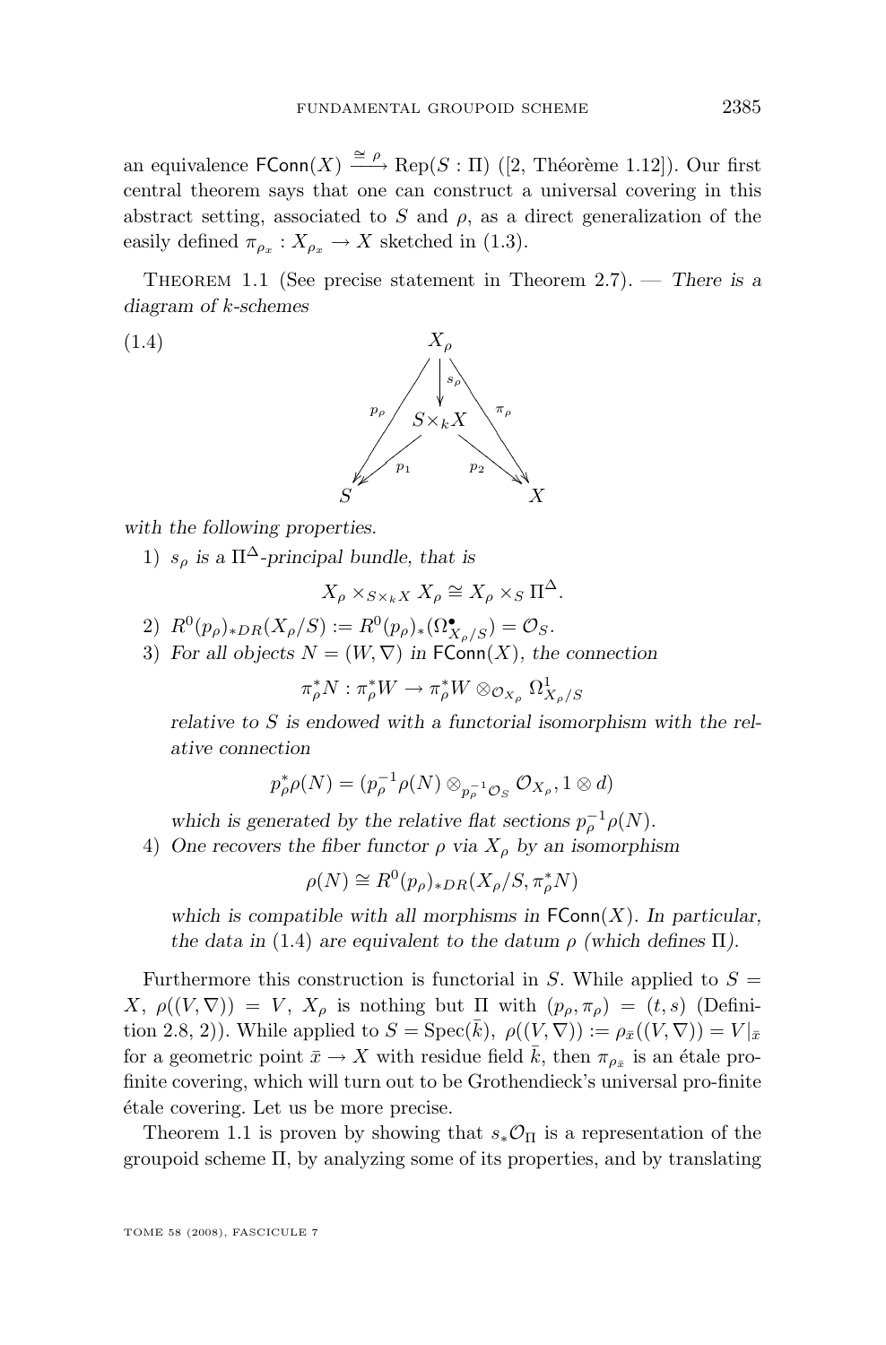an equivalence $\mathsf{FConn}(X) \xrightarrow{\cong\ \rho} \mathrm{Rep}(S : \Pi)$ ([2, Théorème 1.12]). Our first central theorem says that one can construct a universal covering in this abstract setting, associated to $S$ and $\rho$, as a direct generalization of the easily defined $\pi_{\rho_x} : X_{\rho_x} \to X$ sketched in (1.3).

Theorem 1.1 (See precise statement in Theorem 2.7). — *There is a diagram of $k$-schemes*

$$
\begin{array}{ccccc}
 & & X_\rho & & \\
 & \swarrow^{p_\rho} & \downarrow^{s_\rho} & \searrow^{\pi_\rho} & \\
 & & S\times_k X & & \\
 & \swarrow_{p_1} & & \searrow_{p_2} & \\
S & & & & X
\end{array}
\tag{1.4}
$$

*with the following properties.*

1) *$s_\rho$ is a $\Pi^\Delta$-principal bundle, that is*

$$X_\rho \times_{S\times_k X} X_\rho \cong X_\rho \times_S \Pi^\Delta.$$

2) *$R^0(p_\rho)_{*DR}(X_\rho/S) := R^0(p_\rho)_*(\Omega^\bullet_{X_\rho/S}) = \mathcal{O}_S$.*

3) *For all objects $N = (W, \nabla)$ in $\mathsf{FConn}(X)$, the connection*

$$\pi_\rho^* N : \pi_\rho^* W \to \pi_\rho^* W \otimes_{\mathcal{O}_{X_\rho}} \Omega^1_{X_\rho/S}$$

*relative to $S$ is endowed with a functorial isomorphism with the relative connection*

$$p_\rho^*\rho(N) = (p_\rho^{-1}\rho(N) \otimes_{p_\rho^{-1}\mathcal{O}_S} \mathcal{O}_{X_\rho}, 1 \otimes d)$$

*which is generated by the relative flat sections $p_\rho^{-1}\rho(N)$.*

4) *One recovers the fiber functor $\rho$ via $X_\rho$ by an isomorphism*

$$\rho(N) \cong R^0(p_\rho)_{*DR}(X_\rho/S, \pi_\rho^* N)$$

*which is compatible with all morphisms in $\mathsf{FConn}(X)$. In particular, the data in (1.4) are equivalent to the datum $\rho$ (which defines $\Pi$).*

Furthermore this construction is functorial in $S$. While applied to $S = X$, $\rho((V,\nabla)) = V$, $X_\rho$ is nothing but $\Pi$ with $(p_\rho, \pi_\rho) = (t, s)$ (Definition 2.8, 2)). While applied to $S = \mathrm{Spec}(\bar{k})$, $\rho((V,\nabla)) := \rho_{\bar{x}}((V,\nabla)) = V|_{\bar{x}}$ for a geometric point $\bar{x} \to X$ with residue field $\bar{k}$, then $\pi_{\rho_{\bar{x}}}$ is an étale profinite covering, which will turn out to be Grothendieck's universal pro-finite étale covering. Let us be more precise.

Theorem 1.1 is proven by showing that $s_*\mathcal{O}_\Pi$ is a representation of the groupoid scheme $\Pi$, by analyzing some of its properties, and by translating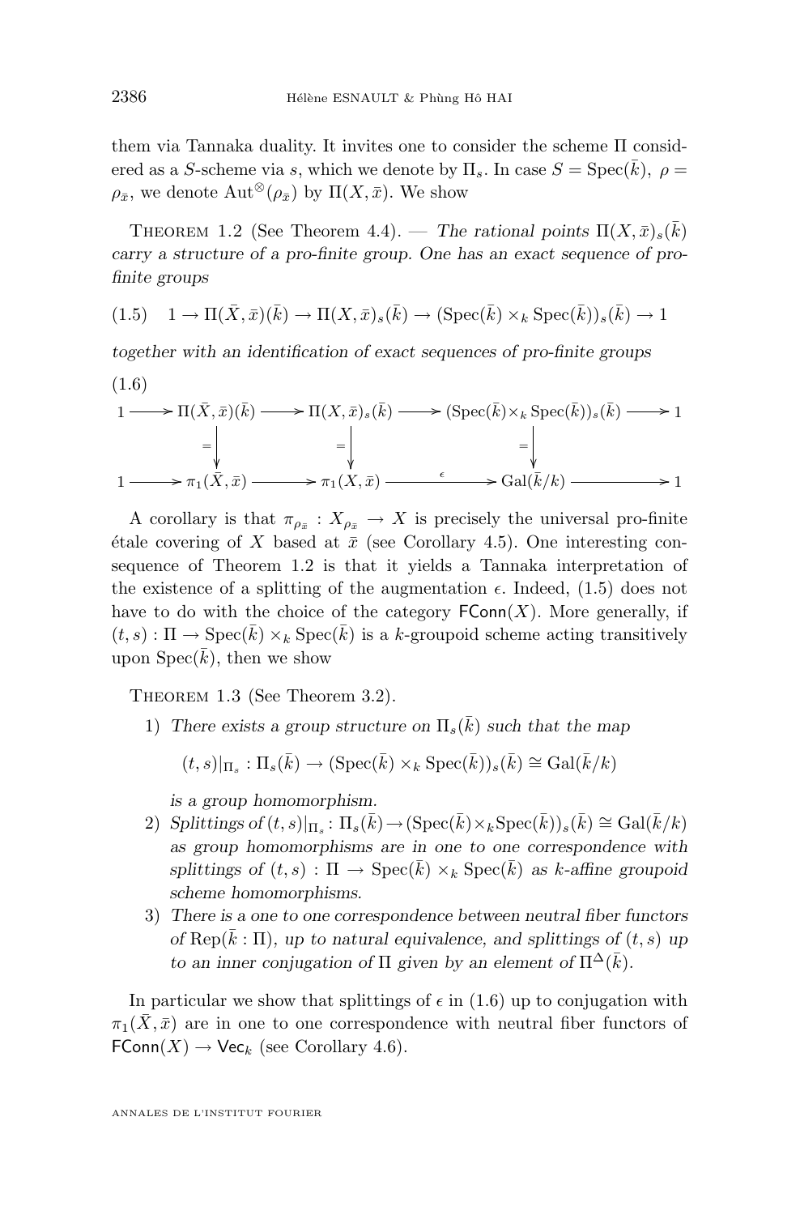them via Tannaka duality. It invites one to consider the scheme $\Pi$ considered as a $S$-scheme via $s$, which we denote by $\Pi_s$. In case $S = \operatorname{Spec}(\bar{k}),\ \rho = \rho_{\bar{x}}$, we denote $\operatorname{Aut}^{\otimes}(\rho_{\bar{x}})$ by $\Pi(X, \bar{x})$. We show

Theorem 1.2 (See Theorem 4.4). — *The rational points $\Pi(X, \bar{x})_s(\bar{k})$ carry a structure of a pro-finite group. One has an exact sequence of pro-finite groups*

$$1 \to \Pi(\bar{X}, \bar{x})(\bar{k}) \to \Pi(X, \bar{x})_s(\bar{k}) \to (\operatorname{Spec}(\bar{k}) \times_k \operatorname{Spec}(\bar{k}))_s(\bar{k}) \to 1 \tag{1.5}$$

*together with an identification of exact sequences of pro-finite groups*

$$\begin{array}{ccccccccc}
1 & \longrightarrow & \Pi(\bar{X}, \bar{x})(\bar{k}) & \longrightarrow & \Pi(X, \bar{x})_s(\bar{k}) & \longrightarrow & (\operatorname{Spec}(\bar{k}) \times_k \operatorname{Spec}(\bar{k}))_s(\bar{k}) & \longrightarrow & 1 \\
 & & \Big\downarrow{=} & & \Big\downarrow{=} & & \Big\downarrow{=} & & \\
1 & \longrightarrow & \pi_1(\bar{X}, \bar{x}) & \longrightarrow & \pi_1(X, \bar{x}) & \xrightarrow{\ \epsilon\ } & \operatorname{Gal}(\bar{k}/k) & \longrightarrow & 1
\end{array} \tag{1.6}$$

A corollary is that $\pi_{\rho_{\bar{x}}} : X_{\rho_{\bar{x}}} \to X$ is precisely the universal pro-finite étale covering of $X$ based at $\bar{x}$ (see Corollary 4.5). One interesting consequence of Theorem 1.2 is that it yields a Tannaka interpretation of the existence of a splitting of the augmentation $\epsilon$. Indeed, (1.5) does not have to do with the choice of the category $\mathsf{FConn}(X)$. More generally, if $(t, s) : \Pi \to \operatorname{Spec}(\bar{k}) \times_k \operatorname{Spec}(\bar{k})$ is a $k$-groupoid scheme acting transitively upon $\operatorname{Spec}(\bar{k})$, then we show

Theorem 1.3 (See Theorem 3.2).

1) *There exists a group structure on $\Pi_s(\bar{k})$ such that the map*

   $$(t, s)|_{\Pi_s} : \Pi_s(\bar{k}) \to (\operatorname{Spec}(\bar{k}) \times_k \operatorname{Spec}(\bar{k}))_s(\bar{k}) \cong \operatorname{Gal}(\bar{k}/k)$$

   *is a group homomorphism.*

2) *Splittings of $(t, s)|_{\Pi_s} : \Pi_s(\bar{k}) \to (\operatorname{Spec}(\bar{k}) \times_k \operatorname{Spec}(\bar{k}))_s(\bar{k}) \cong \operatorname{Gal}(\bar{k}/k)$ as group homomorphisms are in one to one correspondence with splittings of $(t, s) : \Pi \to \operatorname{Spec}(\bar{k}) \times_k \operatorname{Spec}(\bar{k})$ as $k$-affine groupoid scheme homomorphisms.*

3) *There is a one to one correspondence between neutral fiber functors of $\operatorname{Rep}(\bar{k} : \Pi)$, up to natural equivalence, and splittings of $(t, s)$ up to an inner conjugation of $\Pi$ given by an element of $\Pi^{\Delta}(\bar{k})$.*

In particular we show that splittings of $\epsilon$ in (1.6) up to conjugation with $\pi_1(\bar{X}, \bar{x})$ are in one to one correspondence with neutral fiber functors of $\mathsf{FConn}(X) \to \mathsf{Vec}_k$ (see Corollary 4.6).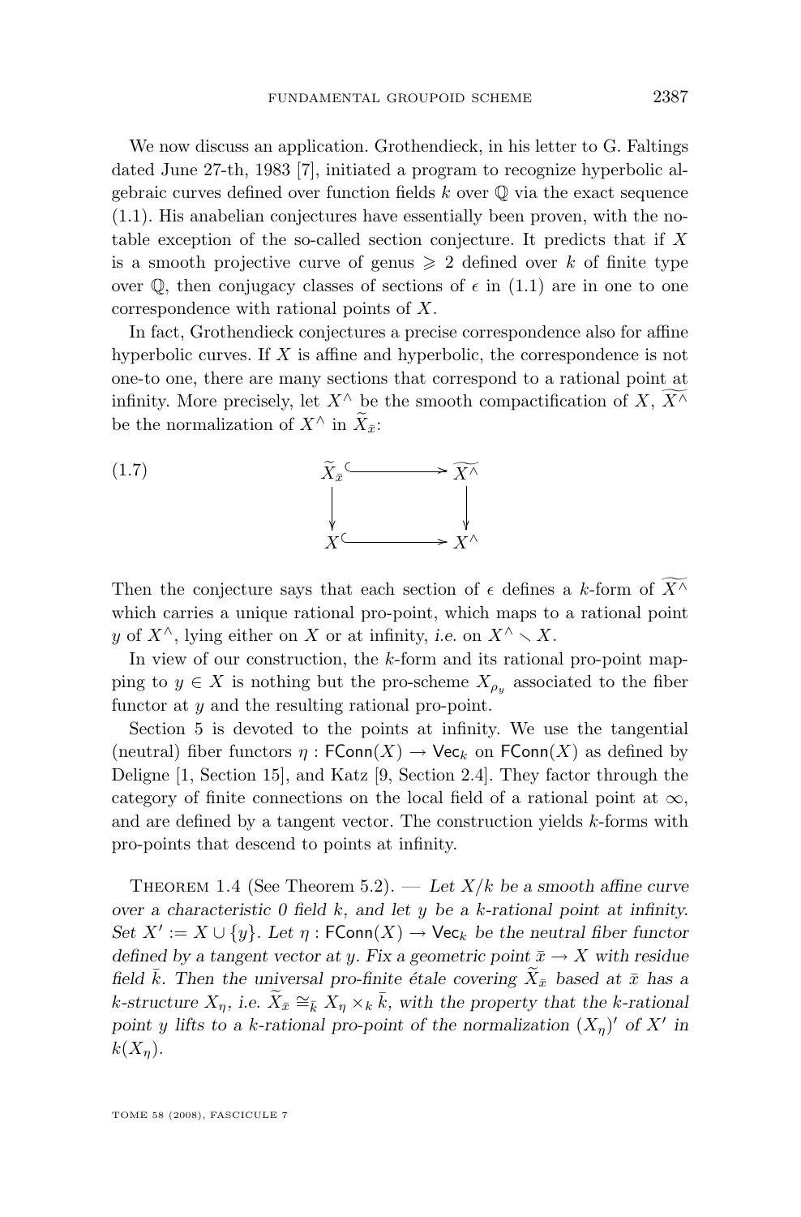We now discuss an application. Grothendieck, in his letter to G. Faltings dated June 27-th, 1983 [7], initiated a program to recognize hyperbolic algebraic curves defined over function fields $k$ over $\mathbb{Q}$ via the exact sequence (1.1). His anabelian conjectures have essentially been proven, with the notable exception of the so-called section conjecture. It predicts that if $X$ is a smooth projective curve of genus $\geqslant 2$ defined over $k$ of finite type over $\mathbb{Q}$, then conjugacy classes of sections of $\epsilon$ in (1.1) are in one to one correspondence with rational points of $X$.

In fact, Grothendieck conjectures a precise correspondence also for affine hyperbolic curves. If $X$ is affine and hyperbolic, the correspondence is not one-to one, there are many sections that correspond to a rational point at infinity. More precisely, let $X^\wedge$ be the smooth compactification of $X$, $\widetilde{X^\wedge}$ be the normalization of $X^\wedge$ in $\widetilde{X}_{\bar{x}}$:

$$
\begin{array}{ccc}
\widetilde{X}_{\bar{x}} & \hookrightarrow & \widetilde{X^\wedge} \\
\downarrow & & \downarrow \\
X & \hookrightarrow & X^\wedge
\end{array}
\tag{1.7}
$$

Then the conjecture says that each section of $\epsilon$ defines a $k$-form of $\widetilde{X^\wedge}$ which carries a unique rational pro-point, which maps to a rational point $y$ of $X^\wedge$, lying either on $X$ or at infinity, *i.e.* on $X^\wedge \setminus X$.

In view of our construction, the $k$-form and its rational pro-point mapping to $y \in X$ is nothing but the pro-scheme $X_{\rho_y}$ associated to the fiber functor at $y$ and the resulting rational pro-point.

Section 5 is devoted to the points at infinity. We use the tangential (neutral) fiber functors $\eta : \mathsf{FConn}(X) \to \mathsf{Vec}_k$ on $\mathsf{FConn}(X)$ as defined by Deligne [1, Section 15], and Katz [9, Section 2.4]. They factor through the category of finite connections on the local field of a rational point at $\infty$, and are defined by a tangent vector. The construction yields $k$-forms with pro-points that descend to points at infinity.

Theorem 1.4 (See Theorem 5.2). — *Let $X/k$ be a smooth affine curve over a characteristic 0 field $k$, and let $y$ be a $k$-rational point at infinity. Set $X' := X \cup \{y\}$. Let $\eta : \mathsf{FConn}(X) \to \mathsf{Vec}_k$ be the neutral fiber functor defined by a tangent vector at $y$. Fix a geometric point $\bar{x} \to X$ with residue field $\bar{k}$. Then the universal pro-finite étale covering $\widetilde{X}_{\bar{x}}$ based at $\bar{x}$ has a $k$-structure $X_\eta$, i.e. $\widetilde{X}_{\bar{x}} \cong_{\bar{k}} X_\eta \times_k \bar{k}$, with the property that the $k$-rational point $y$ lifts to a $k$-rational pro-point of the normalization $(X_\eta)'$ of $X'$ in $k(X_\eta)$.*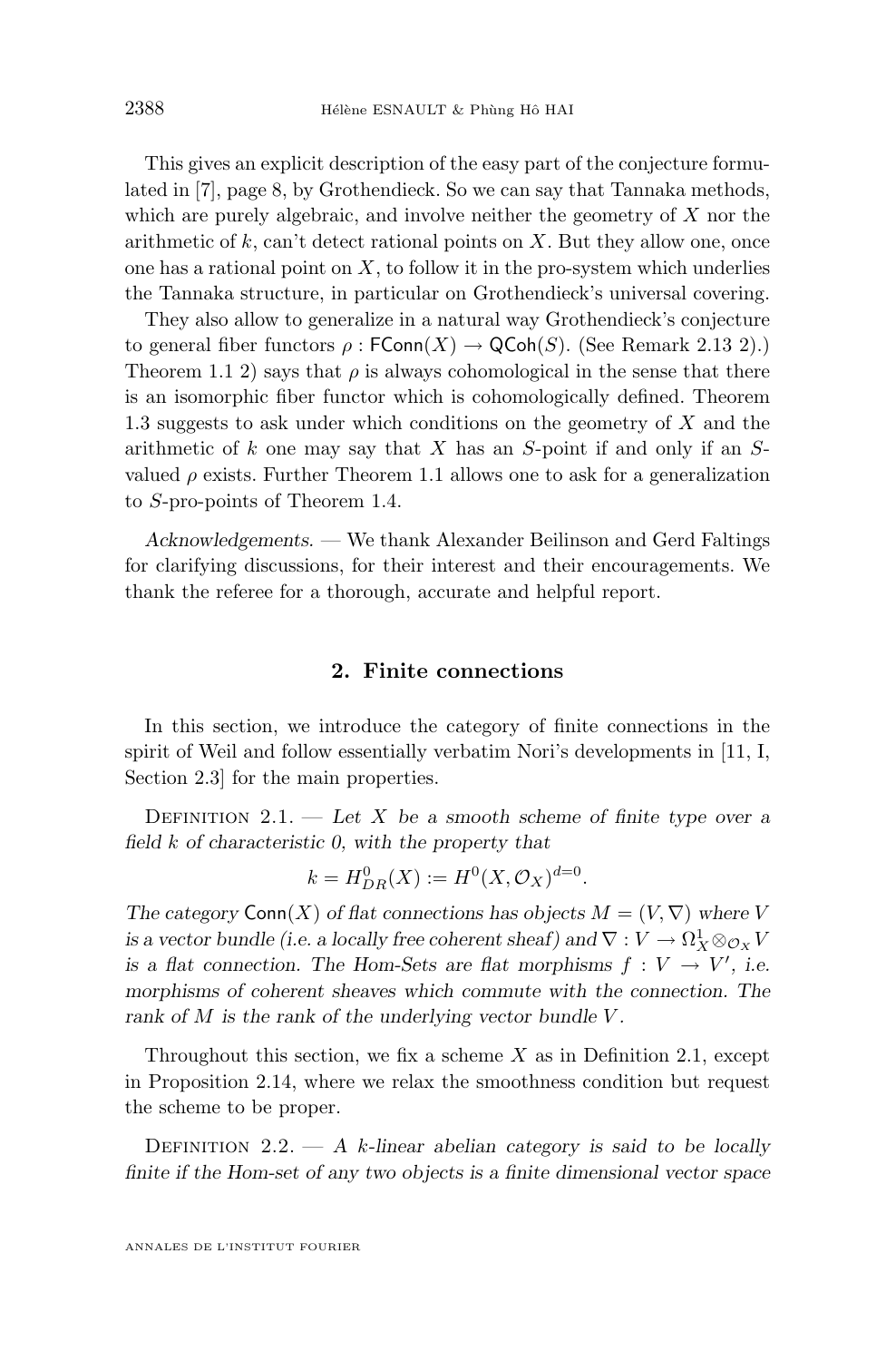This gives an explicit description of the easy part of the conjecture formulated in [7], page 8, by Grothendieck. So we can say that Tannaka methods, which are purely algebraic, and involve neither the geometry of $X$ nor the arithmetic of $k$, can't detect rational points on $X$. But they allow one, once one has a rational point on $X$, to follow it in the pro-system which underlies the Tannaka structure, in particular on Grothendieck's universal covering.

They also allow to generalize in a natural way Grothendieck's conjecture to general fiber functors $\rho : \mathsf{FConn}(X) \to \mathsf{QCoh}(S)$. (See Remark 2.13 2).) Theorem 1.1 2) says that $\rho$ is always cohomological in the sense that there is an isomorphic fiber functor which is cohomologically defined. Theorem 1.3 suggests to ask under which conditions on the geometry of $X$ and the arithmetic of $k$ one may say that $X$ has an $S$-point if and only if an $S$-valued $\rho$ exists. Further Theorem 1.1 allows one to ask for a generalization to $S$-pro-points of Theorem 1.4.

*Acknowledgements.* — We thank Alexander Beilinson and Gerd Faltings for clarifying discussions, for their interest and their encouragements. We thank the referee for a thorough, accurate and helpful report.

## 2. Finite connections

In this section, we introduce the category of finite connections in the spirit of Weil and follow essentially verbatim Nori's developments in [11, I, Section 2.3] for the main properties.

Definition 2.1. — *Let $X$ be a smooth scheme of finite type over a field $k$ of characteristic 0, with the property that*

$$k = H^0_{DR}(X) := H^0(X, \mathcal{O}_X)^{d=0}.$$

*The category $\mathsf{Conn}(X)$ of flat connections has objects $M = (V, \nabla)$ where $V$ is a vector bundle (i.e. a locally free coherent sheaf) and $\nabla : V \to \Omega^1_X \otimes_{\mathcal{O}_X} V$ is a flat connection. The Hom-Sets are flat morphisms $f : V \to V'$, i.e. morphisms of coherent sheaves which commute with the connection. The rank of $M$ is the rank of the underlying vector bundle $V$.*

Throughout this section, we fix a scheme $X$ as in Definition 2.1, except in Proposition 2.14, where we relax the smoothness condition but request the scheme to be proper.

Definition 2.2. — *A $k$-linear abelian category is said to be locally finite if the Hom-set of any two objects is a finite dimensional vector space*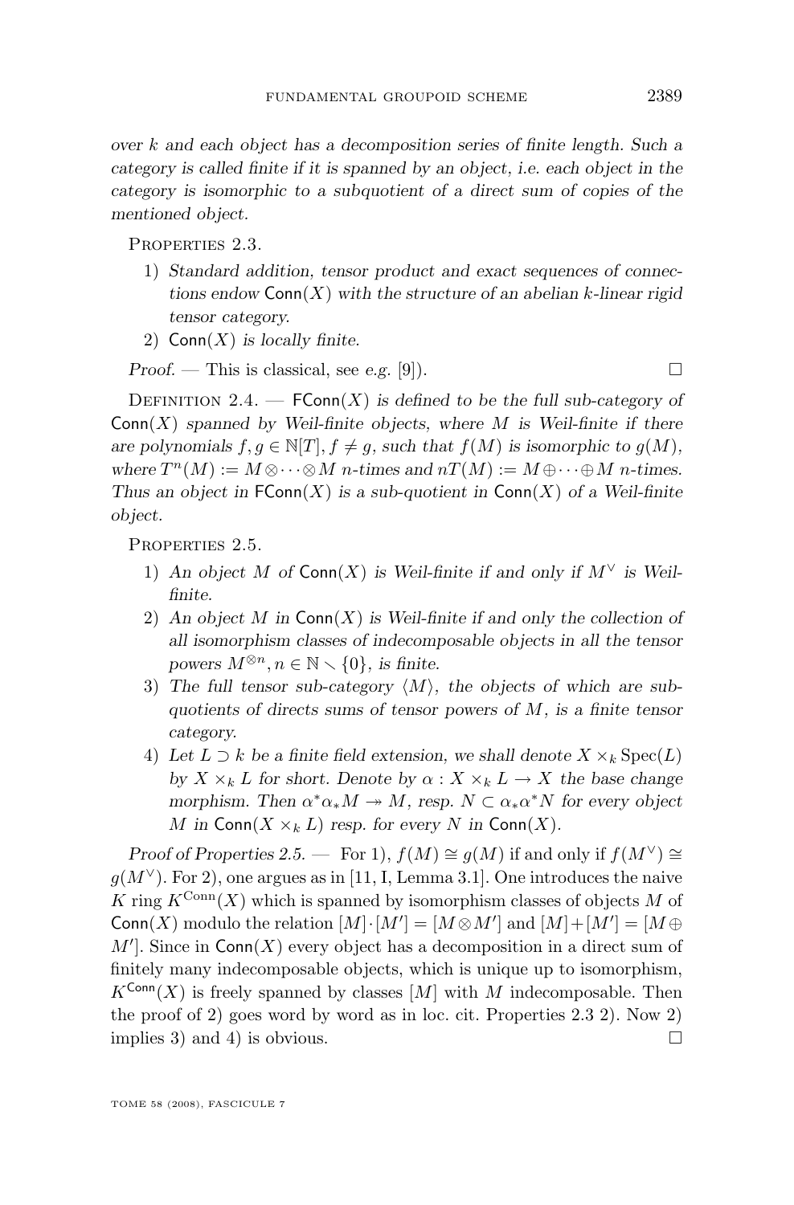*over $k$ and each object has a decomposition series of finite length. Such a category is called finite if it is spanned by an object, i.e. each object in the category is isomorphic to a subquotient of a direct sum of copies of the mentioned object.*

Properties 2.3.

1) *Standard addition, tensor product and exact sequences of connections endow $\mathsf{Conn}(X)$ with the structure of an abelian $k$-linear rigid tensor category.*
2) $\mathsf{Conn}(X)$ *is locally finite.*

*Proof.* — This is classical, see *e.g.* [9]). □

Definition 2.4. — $\mathsf{FConn}(X)$ *is defined to be the full sub-category of $\mathsf{Conn}(X)$ spanned by Weil-finite objects, where $M$ is Weil-finite if there are polynomials $f, g \in \mathbb{N}[T], f \neq g$, such that $f(M)$ is isomorphic to $g(M)$, where $T^n(M) := M \otimes \cdots \otimes M$ $n$-times and $nT(M) := M \oplus \cdots \oplus M$ $n$-times. Thus an object in $\mathsf{FConn}(X)$ is a sub-quotient in $\mathsf{Conn}(X)$ of a Weil-finite object.*

Properties 2.5.

1) *An object $M$ of $\mathsf{Conn}(X)$ is Weil-finite if and only if $M^\vee$ is Weil-finite.*
2) *An object $M$ in $\mathsf{Conn}(X)$ is Weil-finite if and only the collection of all isomorphism classes of indecomposable objects in all the tensor powers $M^{\otimes n}, n \in \mathbb{N} \smallsetminus \{0\}$, is finite.*
3) *The full tensor sub-category $\langle M \rangle$, the objects of which are sub-quotients of directs sums of tensor powers of $M$, is a finite tensor category.*
4) *Let $L \supset k$ be a finite field extension, we shall denote $X \times_k \operatorname{Spec}(L)$ by $X \times_k L$ for short. Denote by $\alpha : X \times_k L \to X$ the base change morphism. Then $\alpha^* \alpha_* M \twoheadrightarrow M$, resp. $N \subset \alpha_* \alpha^* N$ for every object $M$ in $\mathsf{Conn}(X \times_k L)$ resp. for every $N$ in $\mathsf{Conn}(X)$.*

*Proof of Properties 2.5.* — For 1), $f(M) \cong g(M)$ if and only if $f(M^\vee) \cong g(M^\vee)$. For 2), one argues as in [11, I, Lemma 3.1]. One introduces the naive $K$ ring $K^{\mathrm{Conn}}(X)$ which is spanned by isomorphism classes of objects $M$ of $\mathsf{Conn}(X)$ modulo the relation $[M] \cdot [M'] = [M \otimes M']$ and $[M] + [M'] = [M \oplus M']$. Since in $\mathsf{Conn}(X)$ every object has a decomposition in a direct sum of finitely many indecomposable objects, which is unique up to isomorphism, $K^{\mathsf{Conn}}(X)$ is freely spanned by classes $[M]$ with $M$ indecomposable. Then the proof of 2) goes word by word as in loc. cit. Properties 2.3 2). Now 2) implies 3) and 4) is obvious. □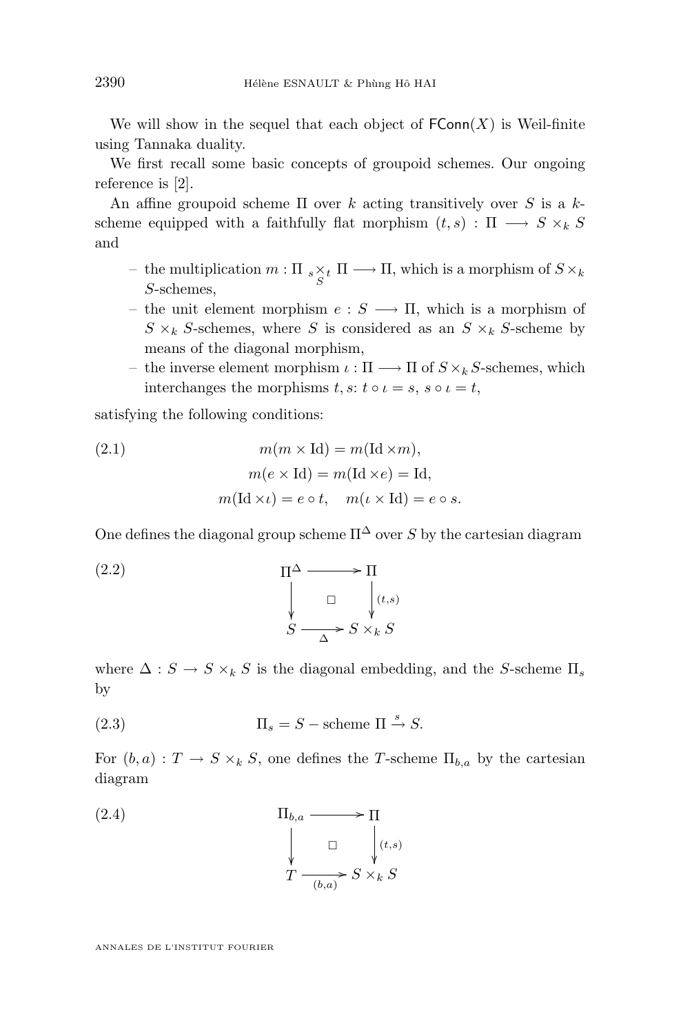We will show in the sequel that each object of $\mathsf{FConn}(X)$ is Weil-finite using Tannaka duality.

We first recall some basic concepts of groupoid schemes. Our ongoing reference is [2].

An affine groupoid scheme $\Pi$ over $k$ acting transitively over $S$ is a $k$-scheme equipped with a faithfully flat morphism $(t,s) : \Pi \longrightarrow S \times_k S$ and

- the multiplication $m : \Pi \;{}_s\!\times_S\!{}_t\; \Pi \longrightarrow \Pi$, which is a morphism of $S \times_k S$-schemes,
- the unit element morphism $e : S \longrightarrow \Pi$, which is a morphism of $S \times_k S$-schemes, where $S$ is considered as an $S \times_k S$-scheme by means of the diagonal morphism,
- the inverse element morphism $\iota : \Pi \longrightarrow \Pi$ of $S \times_k S$-schemes, which interchanges the morphisms $t, s$: $t \circ \iota = s$, $s \circ \iota = t$,

satisfying the following conditions:

$$
\begin{gathered}
m(m \times \mathrm{Id}) = m(\mathrm{Id} \times m), \\
m(e \times \mathrm{Id}) = m(\mathrm{Id} \times e) = \mathrm{Id}, \\
m(\mathrm{Id} \times \iota) = e \circ t, \quad m(\iota \times \mathrm{Id}) = e \circ s.
\end{gathered}
\tag{2.1}
$$

One defines the diagonal group scheme $\Pi^\Delta$ over $S$ by the cartesian diagram

$$
\begin{array}{ccc}
\Pi^\Delta & \longrightarrow & \Pi \\
\big\downarrow & \square & \big\downarrow {\scriptstyle (t,s)} \\
S & \xrightarrow[\Delta]{} & S \times_k S
\end{array}
\tag{2.2}
$$

where $\Delta : S \to S \times_k S$ is the diagonal embedding, and the $S$-scheme $\Pi_s$ by

$$
\Pi_s = S - \text{scheme } \Pi \xrightarrow{s} S.
\tag{2.3}
$$

For $(b,a) : T \to S \times_k S$, one defines the $T$-scheme $\Pi_{b,a}$ by the cartesian diagram

$$
\begin{array}{ccc}
\Pi_{b,a} & \longrightarrow & \Pi \\
\big\downarrow & \square & \big\downarrow {\scriptstyle (t,s)} \\
T & \xrightarrow[(b,a)]{} & S \times_k S
\end{array}
\tag{2.4}
$$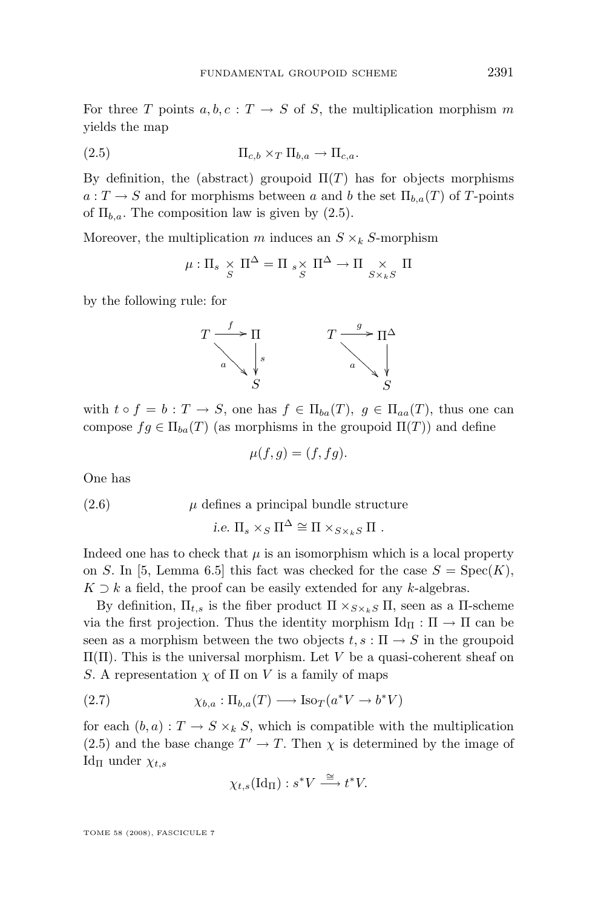For three $T$ points $a, b, c : T \to S$ of $S$, the multiplication morphism $m$ yields the map

$$\Pi_{c,b} \times_T \Pi_{b,a} \to \Pi_{c,a}. \tag{2.5}$$

By definition, the (abstract) groupoid $\Pi(T)$ has for objects morphisms $a : T \to S$ and for morphisms between $a$ and $b$ the set $\Pi_{b,a}(T)$ of $T$-points of $\Pi_{b,a}$. The composition law is given by (2.5).

Moreover, the multiplication $m$ induces an $S \times_k S$-morphism

$$\mu : \Pi_s \underset{S}{\times} \Pi^\Delta = \Pi \,{}_s\!\underset{S}{\times} \Pi^\Delta \to \Pi \underset{S\times_k S}{\times} \Pi$$

by the following rule: for

$$\begin{array}{ccc} T & \xrightarrow{f} & \Pi \\ & {\scriptstyle a}\searrow & \downarrow{\scriptstyle s} \\ & & S \end{array} \qquad\qquad \begin{array}{ccc} T & \xrightarrow{g} & \Pi^\Delta \\ & {\scriptstyle a}\searrow & \downarrow \\ & & S \end{array}$$

with $t \circ f = b : T \to S$, one has $f \in \Pi_{ba}(T)$, $g \in \Pi_{aa}(T)$, thus one can compose $fg \in \Pi_{ba}(T)$ (as morphisms in the groupoid $\Pi(T)$) and define

$$\mu(f, g) = (f, fg).$$

One has

$$\text{(2.6)} \qquad \mu \text{ defines a principal bundle structure}$$
$$\textit{i.e. } \Pi_s \times_S \Pi^\Delta \cong \Pi \times_{S\times_k S} \Pi \; .$$

Indeed one has to check that $\mu$ is an isomorphism which is a local property on $S$. In [5, Lemma 6.5] this fact was checked for the case $S = \mathrm{Spec}(K)$, $K \supset k$ a field, the proof can be easily extended for any $k$-algebras.

By definition, $\Pi_{t,s}$ is the fiber product $\Pi \times_{S\times_k S} \Pi$, seen as a $\Pi$-scheme via the first projection. Thus the identity morphism $\mathrm{Id}_\Pi : \Pi \to \Pi$ can be seen as a morphism between the two objects $t, s : \Pi \to S$ in the groupoid $\Pi(\Pi)$. This is the universal morphism. Let $V$ be a quasi-coherent sheaf on $S$. A representation $\chi$ of $\Pi$ on $V$ is a family of maps

$$\chi_{b,a} : \Pi_{b,a}(T) \longrightarrow \mathrm{Iso}_T(a^*V \to b^*V) \tag{2.7}$$

for each $(b, a) : T \to S \times_k S$, which is compatible with the multiplication (2.5) and the base change $T' \to T$. Then $\chi$ is determined by the image of $\mathrm{Id}_\Pi$ under $\chi_{t,s}$

$$\chi_{t,s}(\mathrm{Id}_\Pi) : s^*V \xrightarrow{\cong} t^*V.$$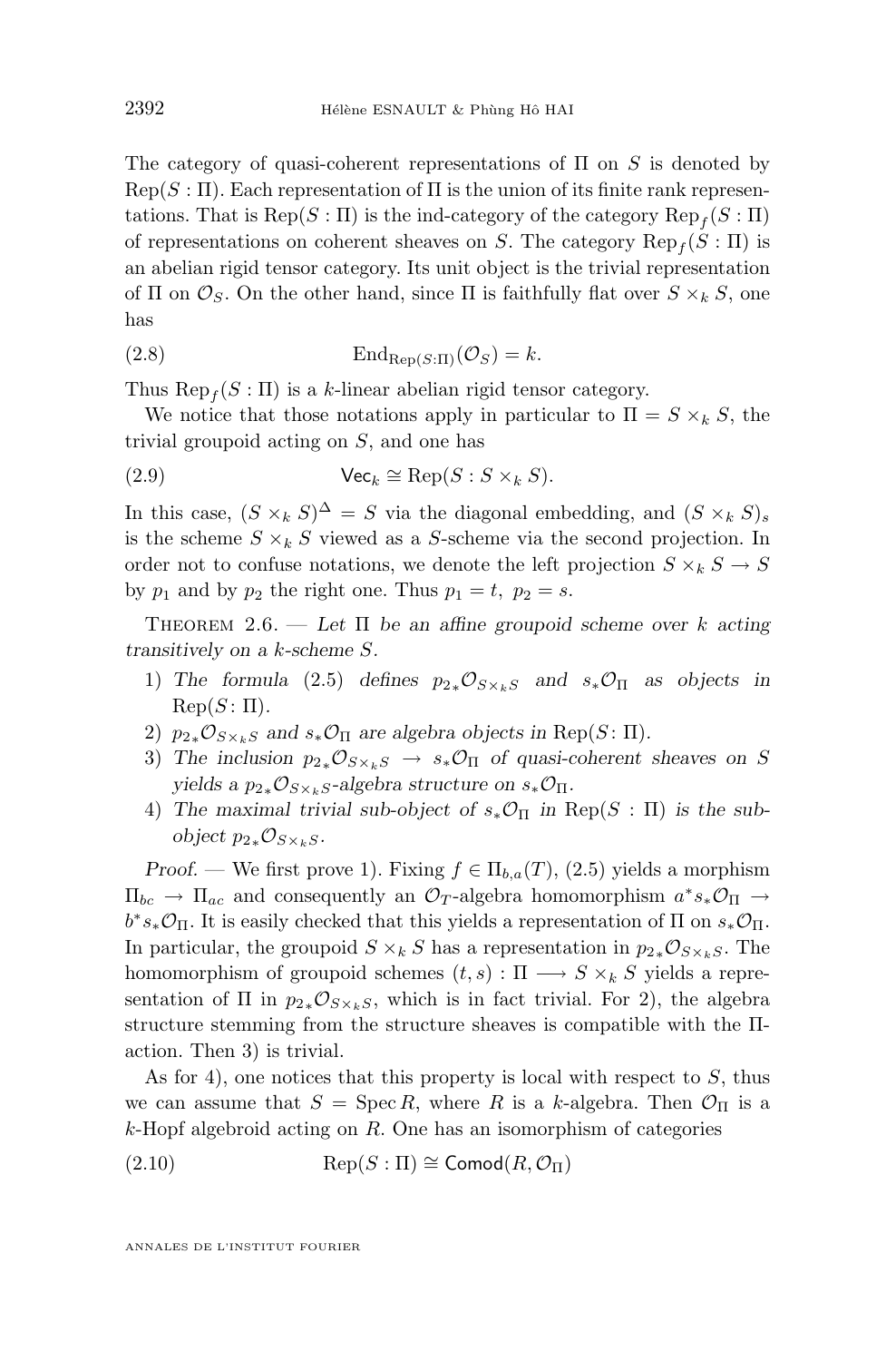The category of quasi-coherent representations of $\Pi$ on $S$ is denoted by $\mathrm{Rep}(S:\Pi)$. Each representation of $\Pi$ is the union of its finite rank representations. That is $\mathrm{Rep}(S:\Pi)$ is the ind-category of the category $\mathrm{Rep}_f(S:\Pi)$ of representations on coherent sheaves on $S$. The category $\mathrm{Rep}_f(S:\Pi)$ is an abelian rigid tensor category. Its unit object is the trivial representation of $\Pi$ on $\mathcal{O}_S$. On the other hand, since $\Pi$ is faithfully flat over $S\times_k S$, one has

$$\mathrm{End}_{\mathrm{Rep}(S:\Pi)}(\mathcal{O}_S)=k. \tag{2.8}$$

Thus $\mathrm{Rep}_f(S:\Pi)$ is a $k$-linear abelian rigid tensor category.

We notice that those notations apply in particular to $\Pi=S\times_k S$, the trivial groupoid acting on $S$, and one has

$$\mathsf{Vec}_k\cong \mathrm{Rep}(S:S\times_k S). \tag{2.9}$$

In this case, $(S\times_k S)^\Delta=S$ via the diagonal embedding, and $(S\times_k S)_s$ is the scheme $S\times_k S$ viewed as a $S$-scheme via the second projection. In order not to confuse notations, we denote the left projection $S\times_k S\to S$ by $p_1$ and by $p_2$ the right one. Thus $p_1=t,\ p_2=s$.

Theorem 2.6. — *Let $\Pi$ be an affine groupoid scheme over $k$ acting transitively on a $k$-scheme $S$.*

1) *The formula (2.5) defines $p_{2*}\mathcal{O}_{S\times_k S}$ and $s_*\mathcal{O}_\Pi$ as objects in $\mathrm{Rep}(S\colon\Pi)$.*
2) *$p_{2*}\mathcal{O}_{S\times_k S}$ and $s_*\mathcal{O}_\Pi$ are algebra objects in $\mathrm{Rep}(S\colon\Pi)$.*
3) *The inclusion $p_{2*}\mathcal{O}_{S\times_k S}\to s_*\mathcal{O}_\Pi$ of quasi-coherent sheaves on $S$ yields a $p_{2*}\mathcal{O}_{S\times_k S}$-algebra structure on $s_*\mathcal{O}_\Pi$.*
4) *The maximal trivial sub-object of $s_*\mathcal{O}_\Pi$ in $\mathrm{Rep}(S:\Pi)$ is the sub-object $p_{2*}\mathcal{O}_{S\times_k S}$.*

*Proof.* — We first prove 1). Fixing $f\in\Pi_{b,a}(T)$, (2.5) yields a morphism $\Pi_{bc}\to\Pi_{ac}$ and consequently an $\mathcal{O}_T$-algebra homomorphism $a^*s_*\mathcal{O}_\Pi\to b^*s_*\mathcal{O}_\Pi$. It is easily checked that this yields a representation of $\Pi$ on $s_*\mathcal{O}_\Pi$. In particular, the groupoid $S\times_k S$ has a representation in $p_{2*}\mathcal{O}_{S\times_k S}$. The homomorphism of groupoid schemes $(t,s):\Pi\longrightarrow S\times_k S$ yields a representation of $\Pi$ in $p_{2*}\mathcal{O}_{S\times_k S}$, which is in fact trivial. For 2), the algebra structure stemming from the structure sheaves is compatible with the $\Pi$-action. Then 3) is trivial.

As for 4), one notices that this property is local with respect to $S$, thus we can assume that $S=\operatorname{Spec} R$, where $R$ is a $k$-algebra. Then $\mathcal{O}_\Pi$ is a $k$-Hopf algebroid acting on $R$. One has an isomorphism of categories

$$\mathrm{Rep}(S:\Pi)\cong \mathsf{Comod}(R,\mathcal{O}_\Pi) \tag{2.10}$$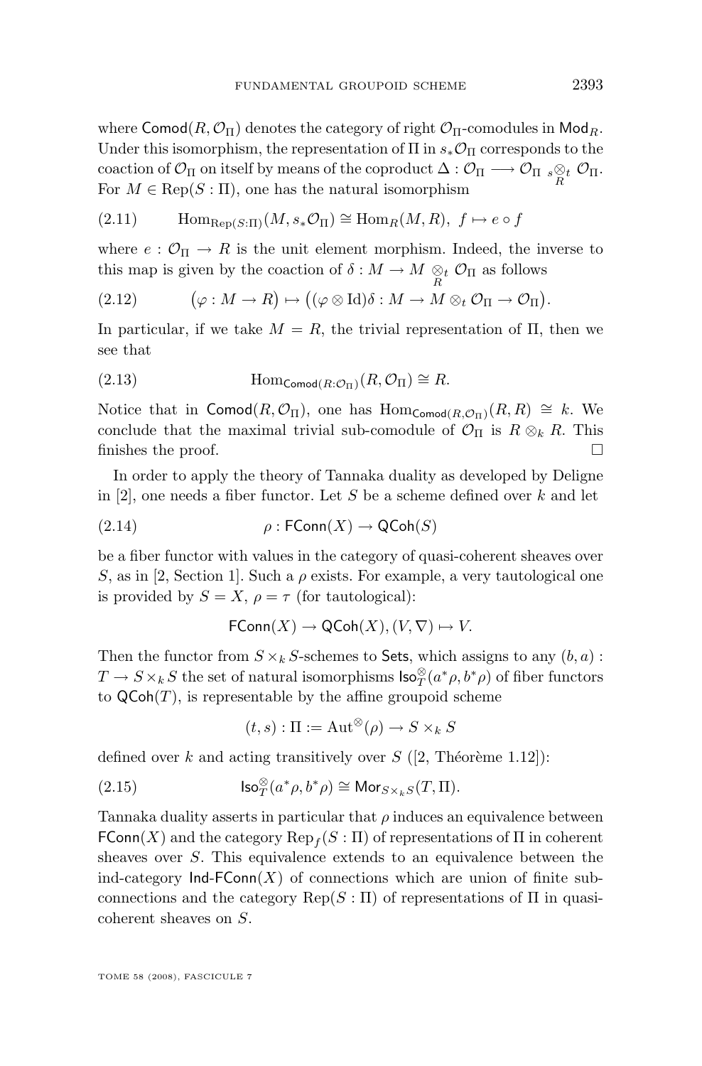where $\mathsf{Comod}(R, \mathcal{O}_\Pi)$ denotes the category of right $\mathcal{O}_\Pi$-comodules in $\mathsf{Mod}_R$. Under this isomorphism, the representation of $\Pi$ in $s_*\mathcal{O}_\Pi$ corresponds to the coaction of $\mathcal{O}_\Pi$ on itself by means of the coproduct $\Delta : \mathcal{O}_\Pi \longrightarrow \mathcal{O}_\Pi \ {}_s\!\underset{R}{\otimes}_t \ \mathcal{O}_\Pi$. For $M \in \mathrm{Rep}(S : \Pi)$, one has the natural isomorphism

$$\mathrm{Hom}_{\mathrm{Rep}(S:\Pi)}(M, s_*\mathcal{O}_\Pi) \cong \mathrm{Hom}_R(M, R), \ f \mapsto e \circ f \tag{2.11}$$

where $e : \mathcal{O}_\Pi \to R$ is the unit element morphism. Indeed, the inverse to this map is given by the coaction of $\delta : M \to M \underset{R}{\otimes}_t \mathcal{O}_\Pi$ as follows

$$\big(\varphi : M \to R\big) \mapsto \big((\varphi \otimes \mathrm{Id})\delta : M \to M \otimes_t \mathcal{O}_\Pi \to \mathcal{O}_\Pi\big). \tag{2.12}$$

In particular, if we take $M = R$, the trivial representation of $\Pi$, then we see that

$$\mathrm{Hom}_{\mathsf{Comod}(R:\mathcal{O}_\Pi)}(R, \mathcal{O}_\Pi) \cong R. \tag{2.13}$$

Notice that in $\mathsf{Comod}(R, \mathcal{O}_\Pi)$, one has $\mathrm{Hom}_{\mathsf{Comod}(R,\mathcal{O}_\Pi)}(R, R) \cong k$. We conclude that the maximal trivial sub-comodule of $\mathcal{O}_\Pi$ is $R \otimes_k R$. This finishes the proof. □

In order to apply the theory of Tannaka duality as developed by Deligne in [2], one needs a fiber functor. Let $S$ be a scheme defined over $k$ and let

$$\rho : \mathsf{FConn}(X) \to \mathsf{QCoh}(S) \tag{2.14}$$

be a fiber functor with values in the category of quasi-coherent sheaves over $S$, as in [2, Section 1]. Such a $\rho$ exists. For example, a very tautological one is provided by $S = X$, $\rho = \tau$ (for tautological):

$$\mathsf{FConn}(X) \to \mathsf{QCoh}(X), (V, \nabla) \mapsto V.$$

Then the functor from $S \times_k S$-schemes to $\mathsf{Sets}$, which assigns to any $(b, a) : T \to S \times_k S$ the set of natural isomorphisms $\mathsf{Iso}^{\otimes}_T(a^*\rho, b^*\rho)$ of fiber functors to $\mathsf{QCoh}(T)$, is representable by the affine groupoid scheme

$$(t, s) : \Pi := \mathrm{Aut}^{\otimes}(\rho) \to S \times_k S$$

defined over $k$ and acting transitively over $S$ ([2, Théorème 1.12]):

$$\mathsf{Iso}^{\otimes}_T(a^*\rho, b^*\rho) \cong \mathsf{Mor}_{S\times_k S}(T, \Pi). \tag{2.15}$$

Tannaka duality asserts in particular that $\rho$ induces an equivalence between $\mathsf{FConn}(X)$ and the category $\mathrm{Rep}_f(S : \Pi)$ of representations of $\Pi$ in coherent sheaves over $S$. This equivalence extends to an equivalence between the ind-category $\mathsf{Ind}\text{-}\mathsf{FConn}(X)$ of connections which are union of finite sub-connections and the category $\mathrm{Rep}(S : \Pi)$ of representations of $\Pi$ in quasi-coherent sheaves on $S$.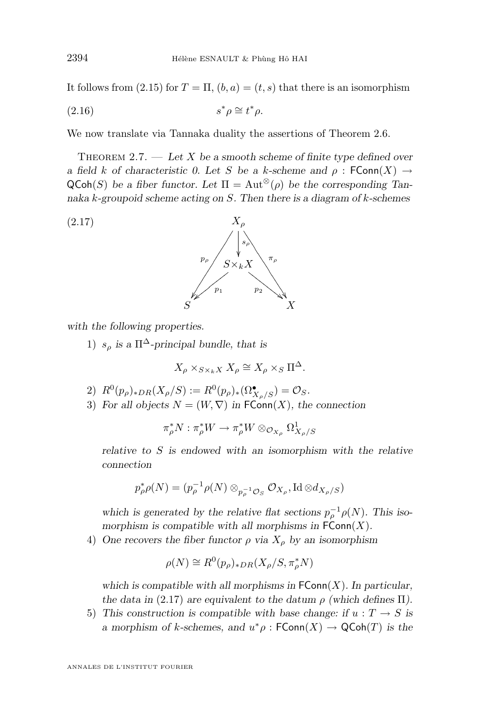It follows from (2.15) for $T = \Pi$, $(b, a) = (t, s)$ that there is an isomorphism

$$s^*\rho \cong t^*\rho. \tag{2.16}$$

We now translate via Tannaka duality the assertions of Theorem 2.6.

**Theorem 2.7.** — *Let $X$ be a smooth scheme of finite type defined over a field $k$ of characteristic 0. Let $S$ be a $k$-scheme and $\rho : \mathsf{FConn}(X) \to \mathsf{QCoh}(S)$ be a fiber functor. Let $\Pi = \mathrm{Aut}^{\otimes}(\rho)$ be the corresponding Tannaka $k$-groupoid scheme acting on $S$. Then there is a diagram of $k$-schemes*

$$\begin{array}{ccccc} & & X_\rho & & \\ & \swarrow^{p_\rho} & \downarrow^{s_\rho} & \searrow^{\pi_\rho} & \\ & & S\times_k X & & \\ & \swarrow_{p_1} & & \searrow_{p_2} & \\ S & & & & X \end{array} \tag{2.17}$$

*with the following properties.*

1) *$s_\rho$ is a $\Pi^\Delta$-principal bundle, that is*

$$X_\rho \times_{S\times_k X} X_\rho \cong X_\rho \times_S \Pi^\Delta.$$

2) *$R^0(p_\rho)_{*DR}(X_\rho/S) := R^0(p_\rho)_*(\Omega^\bullet_{X_\rho/S}) = \mathcal{O}_S$.*

3) *For all objects $N = (W, \nabla)$ in $\mathsf{FConn}(X)$, the connection*

$$\pi_\rho^* N : \pi_\rho^* W \to \pi_\rho^* W \otimes_{\mathcal{O}_{X_\rho}} \Omega^1_{X_\rho/S}$$

*relative to $S$ is endowed with an isomorphism with the relative connection*

$$p_\rho^*\rho(N) = (p_\rho^{-1}\rho(N) \otimes_{p_\rho^{-1}\mathcal{O}_S} \mathcal{O}_{X_\rho}, \mathrm{Id}\otimes d_{X_\rho/S})$$

*which is generated by the relative flat sections $p_\rho^{-1}\rho(N)$. This isomorphism is compatible with all morphisms in $\mathsf{FConn}(X)$.*

4) *One recovers the fiber functor $\rho$ via $X_\rho$ by an isomorphism*

$$\rho(N) \cong R^0(p_\rho)_{*DR}(X_\rho/S, \pi_\rho^* N)$$

*which is compatible with all morphisms in $\mathsf{FConn}(X)$. In particular, the data in (2.17) are equivalent to the datum $\rho$ (which defines $\Pi$).*

5) *This construction is compatible with base change: if $u : T \to S$ is a morphism of $k$-schemes, and $u^*\rho : \mathsf{FConn}(X) \to \mathsf{QCoh}(T)$ is the*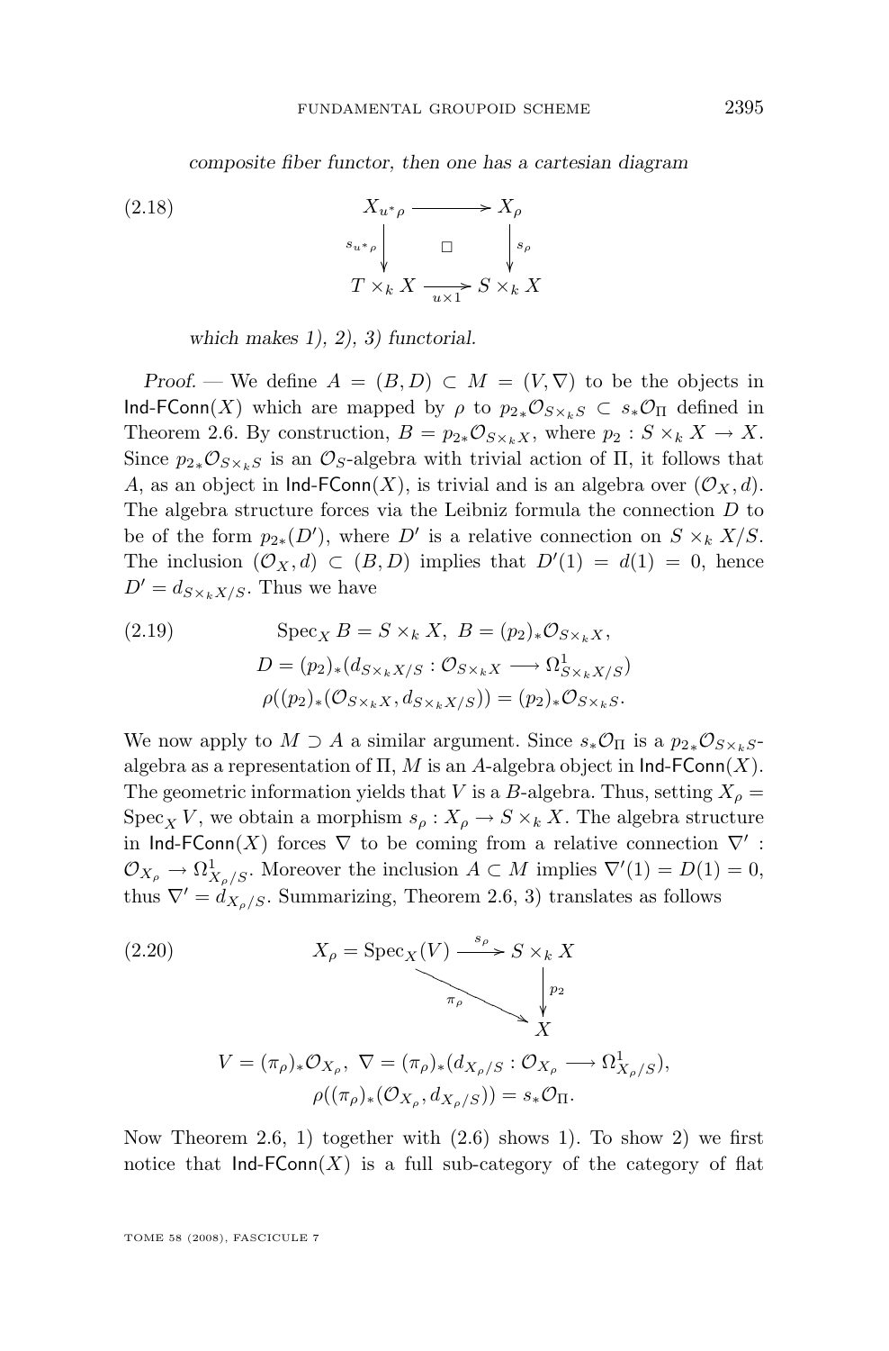*composite fiber functor, then one has a cartesian diagram*

$$
\begin{array}{ccc}
X_{u^*\rho} & \longrightarrow & X_\rho \\
{\scriptstyle s_{u^*\rho}}\downarrow & \square & \downarrow{\scriptstyle s_\rho} \\
T \times_k X & \xrightarrow[u\times 1]{} & S \times_k X
\end{array}
\tag{2.18}
$$

*which makes 1), 2), 3) functorial.*

*Proof.* — We define $A = (B, D) \subset M = (V, \nabla)$ to be the objects in $\mathsf{Ind\text{-}FConn}(X)$ which are mapped by $\rho$ to $p_{2*}\mathcal{O}_{S\times_k S} \subset s_*\mathcal{O}_\Pi$ defined in Theorem 2.6. By construction, $B = p_{2*}\mathcal{O}_{S\times_k X}$, where $p_2 : S \times_k X \to X$. Since $p_{2*}\mathcal{O}_{S\times_k S}$ is an $\mathcal{O}_S$-algebra with trivial action of $\Pi$, it follows that $A$, as an object in $\mathsf{Ind\text{-}FConn}(X)$, is trivial and is an algebra over $(\mathcal{O}_X, d)$. The algebra structure forces via the Leibniz formula the connection $D$ to be of the form $p_{2*}(D')$, where $D'$ is a relative connection on $S \times_k X/S$. The inclusion $(\mathcal{O}_X, d) \subset (B, D)$ implies that $D'(1) = d(1) = 0$, hence $D' = d_{S\times_k X/S}$. Thus we have

$$
\begin{aligned}
&\operatorname{Spec}_X B = S \times_k X,\ B = (p_2)_*\mathcal{O}_{S\times_k X}, \\
&D = (p_2)_*(d_{S\times_k X/S} : \mathcal{O}_{S\times_k X} \longrightarrow \Omega^1_{S\times_k X/S}) \\
&\rho((p_2)_*(\mathcal{O}_{S\times_k X}, d_{S\times_k X/S})) = (p_2)_*\mathcal{O}_{S\times_k S}.
\end{aligned}
\tag{2.19}
$$

We now apply to $M \supset A$ a similar argument. Since $s_*\mathcal{O}_\Pi$ is a $p_{2*}\mathcal{O}_{S\times_k S}$-algebra as a representation of $\Pi$, $M$ is an $A$-algebra object in $\mathsf{Ind\text{-}FConn}(X)$. The geometric information yields that $V$ is a $B$-algebra. Thus, setting $X_\rho = \operatorname{Spec}_X V$, we obtain a morphism $s_\rho : X_\rho \to S \times_k X$. The algebra structure in $\mathsf{Ind\text{-}FConn}(X)$ forces $\nabla$ to be coming from a relative connection $\nabla' : \mathcal{O}_{X_\rho} \to \Omega^1_{X_\rho/S}$. Moreover the inclusion $A \subset M$ implies $\nabla'(1) = D(1) = 0$, thus $\nabla' = d_{X_\rho/S}$. Summarizing, Theorem 2.6, 3) translates as follows

$$
\begin{array}{ccc}
X_\rho = \operatorname{Spec}_X(V) & \xrightarrow{s_\rho} & S \times_k X \\
& {\scriptstyle \pi_\rho}\searrow & \downarrow{\scriptstyle p_2} \\
& & X
\end{array}
\tag{2.20}
$$

$$
\begin{gathered}
V = (\pi_\rho)_*\mathcal{O}_{X_\rho},\ \nabla = (\pi_\rho)_*(d_{X_\rho/S} : \mathcal{O}_{X_\rho} \longrightarrow \Omega^1_{X_\rho/S}), \\
\rho((\pi_\rho)_*(\mathcal{O}_{X_\rho}, d_{X_\rho/S})) = s_*\mathcal{O}_\Pi.
\end{gathered}
$$

Now Theorem 2.6, 1) together with (2.6) shows 1). To show 2) we first notice that $\mathsf{Ind\text{-}FConn}(X)$ is a full sub-category of the category of flat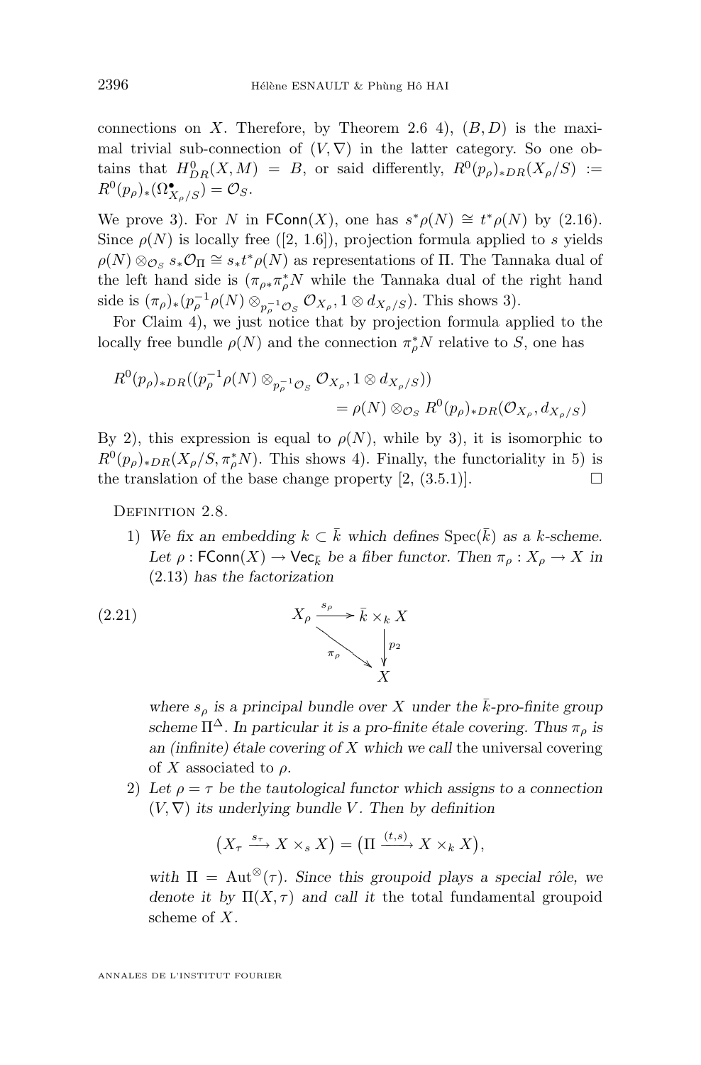connections on $X$. Therefore, by Theorem 2.6 4), $(B, D)$ is the maximal trivial sub-connection of $(V, \nabla)$ in the latter category. So one obtains that $H^0_{DR}(X, M) = B$, or said differently, $R^0(p_\rho)_{*DR}(X_\rho/S) := R^0(p_\rho)_*(\Omega^\bullet_{X_\rho/S}) = \mathcal{O}_S$.

We prove 3). For $N$ in $\mathsf{FConn}(X)$, one has $s^*\rho(N) \cong t^*\rho(N)$ by (2.16). Since $\rho(N)$ is locally free ([2, 1.6]), projection formula applied to $s$ yields $\rho(N) \otimes_{\mathcal{O}_S} s_*\mathcal{O}_\Pi \cong s_*t^*\rho(N)$ as representations of $\Pi$. The Tannaka dual of the left hand side is $(\pi_{\rho *}\pi_\rho^* N$ while the Tannaka dual of the right hand side is $(\pi_\rho)_*(p_\rho^{-1}\rho(N) \otimes_{p_\rho^{-1}\mathcal{O}_S} \mathcal{O}_{X_\rho}, 1 \otimes d_{X_\rho/S})$. This shows 3).

For Claim 4), we just notice that by projection formula applied to the locally free bundle $\rho(N)$ and the connection $\pi_\rho^* N$ relative to $S$, one has

$$
\begin{aligned}
R^0(p_\rho)_{*DR}((p_\rho^{-1}\rho(N) \otimes_{p_\rho^{-1}\mathcal{O}_S} \mathcal{O}_{X_\rho}, 1 \otimes d_{X_\rho/S}))& \\
= \rho(N) \otimes_{\mathcal{O}_S} R^0(p_\rho)_{*DR}(\mathcal{O}_{X_\rho}, d_{X_\rho/S})&
\end{aligned}
$$

By 2), this expression is equal to $\rho(N)$, while by 3), it is isomorphic to $R^0(p_\rho)_{*DR}(X_\rho/S, \pi_\rho^* N)$. This shows 4). Finally, the functoriality in 5) is the translation of the base change property [2, (3.5.1)]. $\square$

Definition 2.8.

1) *We fix an embedding $k \subset \bar{k}$ which defines $\operatorname{Spec}(\bar{k})$ as a $k$-scheme. Let $\rho : \mathsf{FConn}(X) \to \mathsf{Vec}_{\bar{k}}$ be a fiber functor. Then $\pi_\rho : X_\rho \to X$ in (2.13) has the factorization*

$$
X_\rho \xrightarrow{s_\rho} \bar{k} \times_k X \xrightarrow{p_2} X, \qquad \pi_\rho = p_2 \circ s_\rho \tag{2.21}
$$

*where $s_\rho$ is a principal bundle over $X$ under the $\bar{k}$-pro-finite group scheme $\Pi^\Delta$. In particular it is a pro-finite étale covering. Thus $\pi_\rho$ is an (infinite) étale covering of $X$ which we call* the universal covering of $X$ associated to $\rho$.

2) *Let $\rho = \tau$ be the tautological functor which assigns to a connection $(V, \nabla)$ its underlying bundle $V$. Then by definition*

$$
\left(X_\tau \xrightarrow{s_\tau} X \times_s X\right) = \left(\Pi \xrightarrow{(t,s)} X \times_k X\right),
$$

*with $\Pi = \operatorname{Aut}^\otimes(\tau)$. Since this groupoid plays a special rôle, we denote it by $\Pi(X, \tau)$ and call it* the total fundamental groupoid scheme of $X$.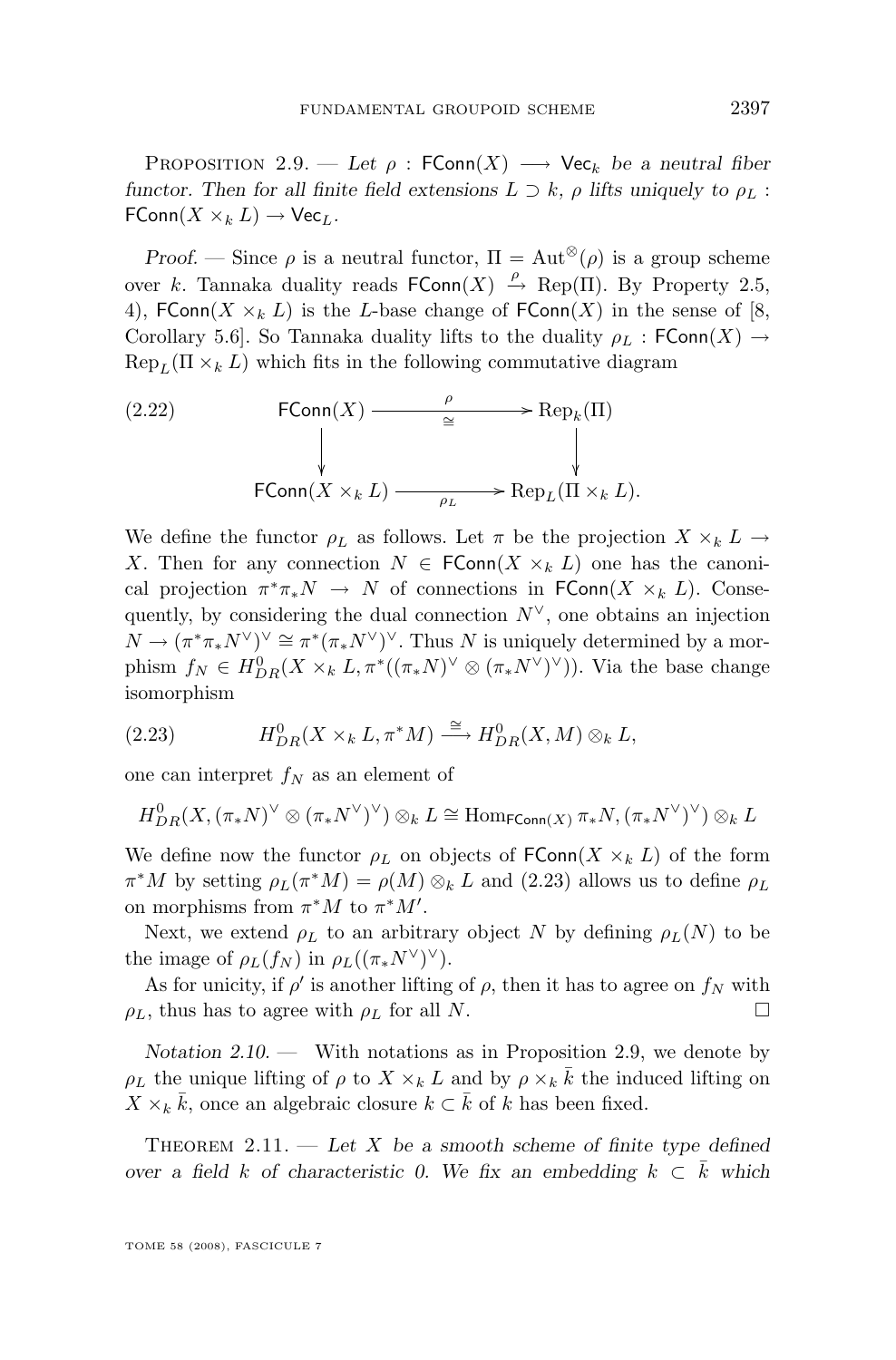Proposition 2.9. — *Let $\rho : \mathsf{FConn}(X) \longrightarrow \mathsf{Vec}_k$ be a neutral fiber functor. Then for all finite field extensions $L \supset k$, $\rho$ lifts uniquely to $\rho_L : \mathsf{FConn}(X \times_k L) \to \mathsf{Vec}_L$.*

*Proof.* — Since $\rho$ is a neutral functor, $\Pi = \mathrm{Aut}^{\otimes}(\rho)$ is a group scheme over $k$. Tannaka duality reads $\mathsf{FConn}(X) \xrightarrow{\rho} \mathrm{Rep}(\Pi)$. By Property 2.5, 4), $\mathsf{FConn}(X \times_k L)$ is the $L$-base change of $\mathsf{FConn}(X)$ in the sense of [8, Corollary 5.6]. So Tannaka duality lifts to the duality $\rho_L : \mathsf{FConn}(X) \to \mathrm{Rep}_L(\Pi \times_k L)$ which fits in the following commutative diagram

$$
\begin{array}{ccc}
\mathsf{FConn}(X) & \xrightarrow[\cong]{\rho} & \mathrm{Rep}_k(\Pi) \\
\downarrow & & \downarrow \\
\mathsf{FConn}(X \times_k L) & \xrightarrow[\rho_L]{} & \mathrm{Rep}_L(\Pi \times_k L).
\end{array}
\tag{2.22}
$$

We define the functor $\rho_L$ as follows. Let $\pi$ be the projection $X \times_k L \to X$. Then for any connection $N \in \mathsf{FConn}(X \times_k L)$ one has the canonical projection $\pi^*\pi_* N \to N$ of connections in $\mathsf{FConn}(X \times_k L)$. Consequently, by considering the dual connection $N^\vee$, one obtains an injection $N \to (\pi^*\pi_* N^\vee)^\vee \cong \pi^*(\pi_* N^\vee)^\vee$. Thus $N$ is uniquely determined by a morphism $f_N \in H^0_{DR}(X \times_k L, \pi^*((\pi_* N)^\vee \otimes (\pi_* N^\vee)^\vee))$. Via the base change isomorphism

$$
H^0_{DR}(X \times_k L, \pi^* M) \xrightarrow{\cong} H^0_{DR}(X, M) \otimes_k L,
\tag{2.23}
$$

one can interpret $f_N$ as an element of

$$
H^0_{DR}(X, (\pi_* N)^\vee \otimes (\pi_* N^\vee)^\vee) \otimes_k L \cong \mathrm{Hom}_{\mathsf{FConn}(X)} \pi_* N, (\pi_* N^\vee)^\vee) \otimes_k L
$$

We define now the functor $\rho_L$ on objects of $\mathsf{FConn}(X \times_k L)$ of the form $\pi^* M$ by setting $\rho_L(\pi^* M) = \rho(M) \otimes_k L$ and (2.23) allows us to define $\rho_L$ on morphisms from $\pi^* M$ to $\pi^* M'$.

Next, we extend $\rho_L$ to an arbitrary object $N$ by defining $\rho_L(N)$ to be the image of $\rho_L(f_N)$ in $\rho_L((\pi_* N^\vee)^\vee)$.

As for unicity, if $\rho'$ is another lifting of $\rho$, then it has to agree on $f_N$ with $\rho_L$, thus has to agree with $\rho_L$ for all $N$. □

*Notation 2.10.* — With notations as in Proposition 2.9, we denote by $\rho_L$ the unique lifting of $\rho$ to $X \times_k L$ and by $\rho \times_k \bar{k}$ the induced lifting on $X \times_k \bar{k}$, once an algebraic closure $k \subset \bar{k}$ of $k$ has been fixed.

Theorem 2.11. — *Let $X$ be a smooth scheme of finite type defined over a field $k$ of characteristic 0. We fix an embedding $k \subset \bar{k}$ which*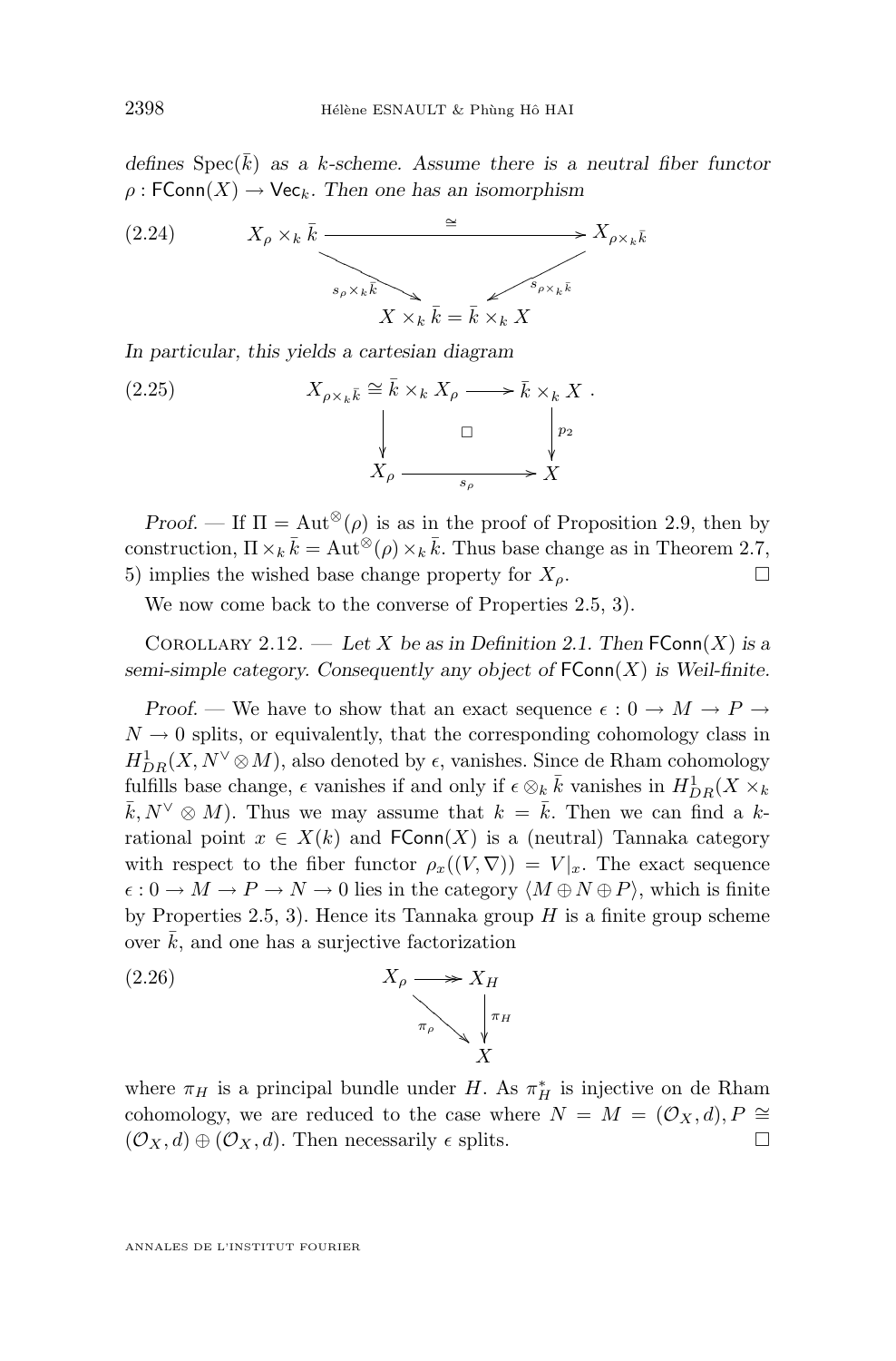*defines* $\mathrm{Spec}(\bar{k})$ *as a* $k$*-scheme. Assume there is a neutral fiber functor* $\rho : \mathsf{FConn}(X) \to \mathsf{Vec}_k$*. Then one has an isomorphism*

$$
\begin{array}{ccc}
X_\rho \times_k \bar{k} & \xrightarrow{\quad\cong\quad} & X_{\rho\times_k \bar{k}} \\
& {\scriptstyle s_\rho \times_k \bar{k}} \searrow \qquad \swarrow {\scriptstyle s_{\rho\times_k\bar{k}}} & \\
& X \times_k \bar{k} = \bar{k} \times_k X &
\end{array}
\tag{2.24}
$$

*In particular, this yields a cartesian diagram*

$$
\begin{array}{ccc}
X_{\rho\times_k \bar{k}} \cong \bar{k} \times_k X_\rho & \longrightarrow & \bar{k} \times_k X \\
\downarrow & \square & \downarrow {\scriptstyle p_2} \\
X_\rho & \xrightarrow{\;s_\rho\;} & X
\end{array}
\tag{2.25}
$$

*Proof.* — If $\Pi = \mathrm{Aut}^{\otimes}(\rho)$ is as in the proof of Proposition 2.9, then by construction, $\Pi \times_k \bar{k} = \mathrm{Aut}^{\otimes}(\rho) \times_k \bar{k}$. Thus base change as in Theorem 2.7, 5) implies the wished base change property for $X_\rho$. □

We now come back to the converse of Properties 2.5, 3).

Corollary 2.12. — *Let $X$ be as in Definition 2.1. Then* $\mathsf{FConn}(X)$ *is a semi-simple category. Consequently any object of* $\mathsf{FConn}(X)$ *is Weil-finite.*

*Proof.* — We have to show that an exact sequence $\epsilon : 0 \to M \to P \to N \to 0$ splits, or equivalently, that the corresponding cohomology class in $H^1_{DR}(X, N^\vee \otimes M)$, also denoted by $\epsilon$, vanishes. Since de Rham cohomology fulfills base change, $\epsilon$ vanishes if and only if $\epsilon \otimes_k \bar{k}$ vanishes in $H^1_{DR}(X \times_k \bar{k}, N^\vee \otimes M)$. Thus we may assume that $k = \bar{k}$. Then we can find a $k$-rational point $x \in X(k)$ and $\mathsf{FConn}(X)$ is a (neutral) Tannaka category with respect to the fiber functor $\rho_x((V, \nabla)) = V|_x$. The exact sequence $\epsilon : 0 \to M \to P \to N \to 0$ lies in the category $\langle M \oplus N \oplus P \rangle$, which is finite by Properties 2.5, 3). Hence its Tannaka group $H$ is a finite group scheme over $\bar{k}$, and one has a surjective factorization

$$
\begin{array}{ccc}
X_\rho & \twoheadrightarrow & X_H \\
& {\scriptstyle \pi_\rho} \searrow & \downarrow {\scriptstyle \pi_H} \\
& & X
\end{array}
\tag{2.26}
$$

where $\pi_H$ is a principal bundle under $H$. As $\pi_H^*$ is injective on de Rham cohomology, we are reduced to the case where $N = M = (\mathcal{O}_X, d), P \cong (\mathcal{O}_X, d) \oplus (\mathcal{O}_X, d)$. Then necessarily $\epsilon$ splits. □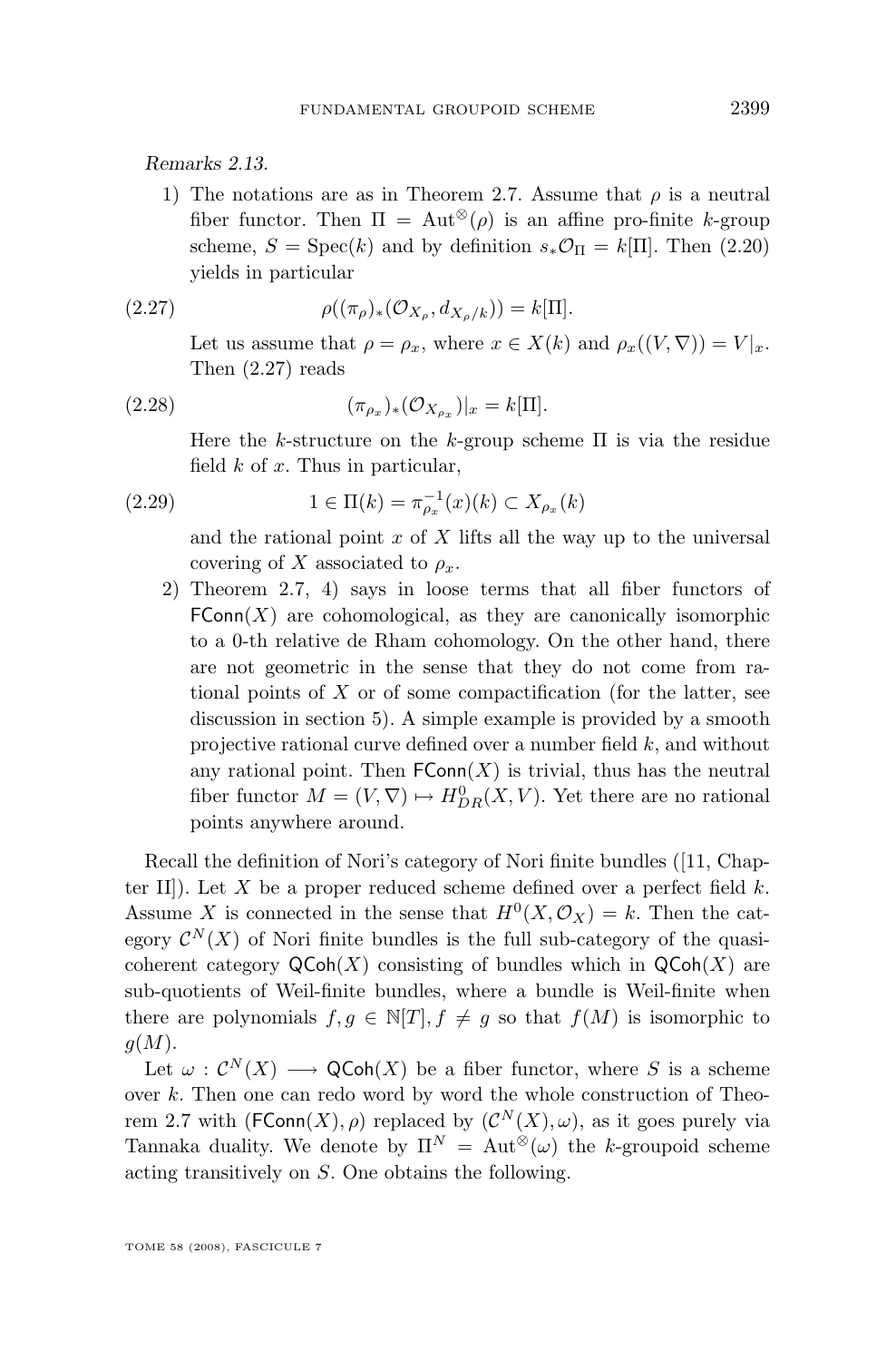*Remarks 2.13.*

1) The notations are as in Theorem 2.7. Assume that $\rho$ is a neutral fiber functor. Then $\Pi = \mathrm{Aut}^{\otimes}(\rho)$ is an affine pro-finite $k$-group scheme, $S = \mathrm{Spec}(k)$ and by definition $s_*\mathcal{O}_\Pi = k[\Pi]$. Then (2.20) yields in particular

$$\rho((\pi_\rho)_*(\mathcal{O}_{X_\rho}, d_{X_\rho/k})) = k[\Pi]. \tag{2.27}$$

Let us assume that $\rho = \rho_x$, where $x \in X(k)$ and $\rho_x((V,\nabla)) = V|_x$. Then (2.27) reads

$$(\pi_{\rho_x})_*(\mathcal{O}_{X_{\rho_x}})|_x = k[\Pi]. \tag{2.28}$$

Here the $k$-structure on the $k$-group scheme $\Pi$ is via the residue field $k$ of $x$. Thus in particular,

$$1 \in \Pi(k) = \pi_{\rho_x}^{-1}(x)(k) \subset X_{\rho_x}(k) \tag{2.29}$$

and the rational point $x$ of $X$ lifts all the way up to the universal covering of $X$ associated to $\rho_x$.

2) Theorem 2.7, 4) says in loose terms that all fiber functors of $\mathsf{FConn}(X)$ are cohomological, as they are canonically isomorphic to a 0-th relative de Rham cohomology. On the other hand, there are not geometric in the sense that they do not come from rational points of $X$ or of some compactification (for the latter, see discussion in section 5). A simple example is provided by a smooth projective rational curve defined over a number field $k$, and without any rational point. Then $\mathsf{FConn}(X)$ is trivial, thus has the neutral fiber functor $M = (V,\nabla) \mapsto H^0_{DR}(X,V)$. Yet there are no rational points anywhere around.

Recall the definition of Nori's category of Nori finite bundles ([11, Chapter II]). Let $X$ be a proper reduced scheme defined over a perfect field $k$. Assume $X$ is connected in the sense that $H^0(X,\mathcal{O}_X) = k$. Then the category $\mathcal{C}^N(X)$ of Nori finite bundles is the full sub-category of the quasi-coherent category $\mathsf{QCoh}(X)$ consisting of bundles which in $\mathsf{QCoh}(X)$ are sub-quotients of Weil-finite bundles, where a bundle is Weil-finite when there are polynomials $f, g \in \mathbb{N}[T], f \neq g$ so that $f(M)$ is isomorphic to $g(M)$.

Let $\omega : \mathcal{C}^N(X) \longrightarrow \mathsf{QCoh}(X)$ be a fiber functor, where $S$ is a scheme over $k$. Then one can redo word by word the whole construction of Theorem 2.7 with $(\mathsf{FConn}(X), \rho)$ replaced by $(\mathcal{C}^N(X), \omega)$, as it goes purely via Tannaka duality. We denote by $\Pi^N = \mathrm{Aut}^{\otimes}(\omega)$ the $k$-groupoid scheme acting transitively on $S$. One obtains the following.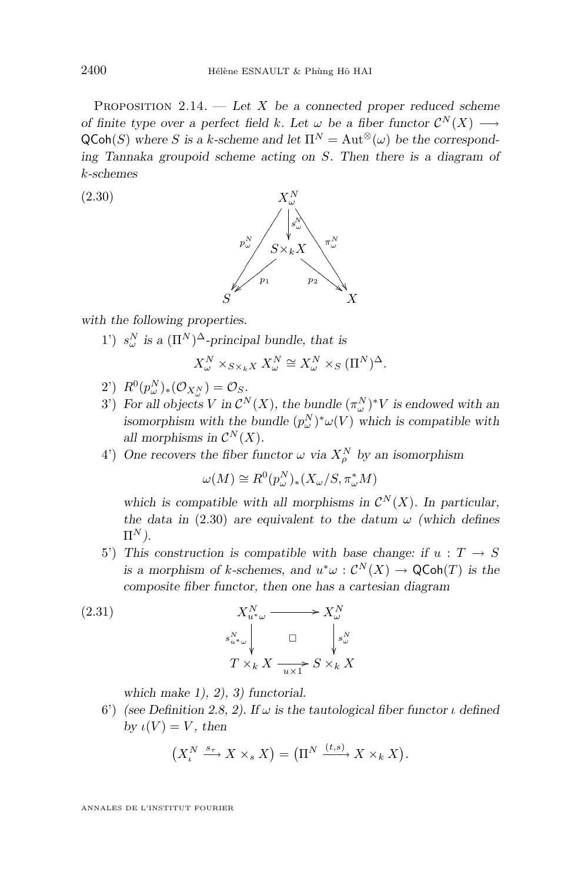Proposition 2.14. — *Let $X$ be a connected proper reduced scheme of finite type over a perfect field $k$. Let $\omega$ be a fiber functor $\mathcal{C}^N(X) \longrightarrow \mathsf{QCoh}(S)$ where $S$ is a $k$-scheme and let $\Pi^N = \mathrm{Aut}^{\otimes}(\omega)$ be the corresponding Tannaka groupoid scheme acting on $S$. Then there is a diagram of $k$-schemes*

$$
\begin{array}{ccccc}
 & & X_\omega^N & & \\
 & \swarrow^{p_\omega^N} & \downarrow^{s_\omega^N} & \searrow^{\pi_\omega^N} & \\
 & & S\times_k X & & \\
 & \swarrow_{p_1} & & \searrow_{p_2} & \\
S & & & & X
\end{array}
\tag{2.30}
$$

*with the following properties.*

1') *$s_\omega^N$ is a $(\Pi^N)^\Delta$-principal bundle, that is*

$$X_\omega^N \times_{S\times_k X} X_\omega^N \cong X_\omega^N \times_S (\Pi^N)^\Delta.$$

2') *$R^0(p_\omega^N)_*(\mathcal{O}_{X_\omega^N}) = \mathcal{O}_S$.*

3') *For all objects $V$ in $\mathcal{C}^N(X)$, the bundle $(\pi_\omega^N)^*V$ is endowed with an isomorphism with the bundle $(p_\omega^N)^*\omega(V)$ which is compatible with all morphisms in $\mathcal{C}^N(X)$.*

4') *One recovers the fiber functor $\omega$ via $X_\rho^N$ by an isomorphism*

$$\omega(M) \cong R^0(p_\omega^N)_*(X_\omega/S, \pi_\omega^* M)$$

*which is compatible with all morphisms in $\mathcal{C}^N(X)$. In particular, the data in (2.30) are equivalent to the datum $\omega$ (which defines $\Pi^N$).*

5') *This construction is compatible with base change: if $u : T \to S$ is a morphism of $k$-schemes, and $u^*\omega : \mathcal{C}^N(X) \to \mathsf{QCoh}(T)$ is the composite fiber functor, then one has a cartesian diagram*

$$
\begin{array}{ccc}
X_{u^*\omega}^N & \longrightarrow & X_\omega^N \\
{\scriptstyle s_{u^*\omega}^N}\downarrow & \square & \downarrow{\scriptstyle s_\omega^N} \\
T\times_k X & \xrightarrow[u\times 1]{} & S\times_k X
\end{array}
\tag{2.31}
$$

*which make 1), 2), 3) functorial.*

6') *(see Definition 2.8, 2). If $\omega$ is the tautological fiber functor $\iota$ defined by $\iota(V) = V$, then*

$$\left(X_\iota^N \xrightarrow{s_\tau} X \times_s X\right) = \left(\Pi^N \xrightarrow{(t,s)} X\times_k X\right).$$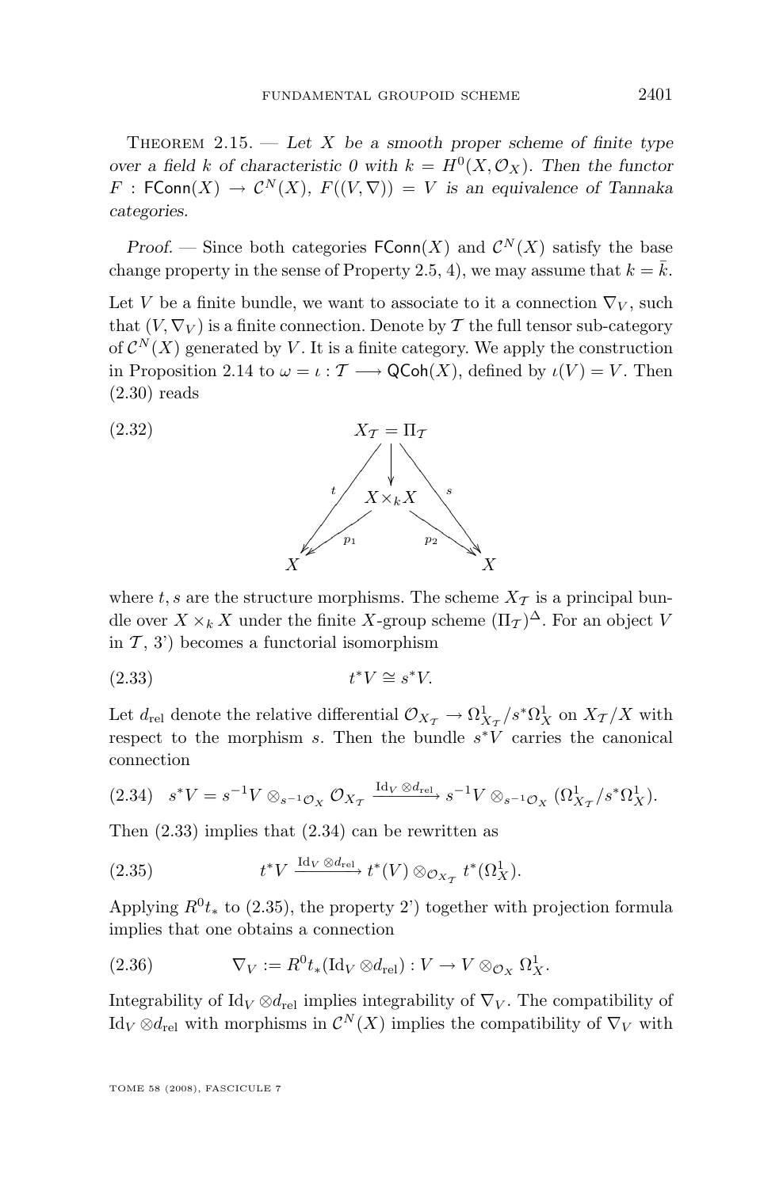Theorem 2.15. — *Let $X$ be a smooth proper scheme of finite type over a field $k$ of characteristic 0 with $k = H^0(X, \mathcal{O}_X)$. Then the functor $F : \mathsf{FConn}(X) \to \mathcal{C}^N(X)$, $F((V, \nabla)) = V$ is an equivalence of Tannaka categories.*

*Proof.* — Since both categories $\mathsf{FConn}(X)$ and $\mathcal{C}^N(X)$ satisfy the base change property in the sense of Property 2.5, 4), we may assume that $k = \bar{k}$.

Let $V$ be a finite bundle, we want to associate to it a connection $\nabla_V$, such that $(V, \nabla_V)$ is a finite connection. Denote by $\mathcal{T}$ the full tensor sub-category of $\mathcal{C}^N(X)$ generated by $V$. It is a finite category. We apply the construction in Proposition 2.14 to $\omega = \iota : \mathcal{T} \longrightarrow \mathsf{QCoh}(X)$, defined by $\iota(V) = V$. Then (2.30) reads

$$\begin{array}{ccccc} & & X_{\mathcal{T}} = \Pi_{\mathcal{T}} & & \\ & \swarrow^{t} & \downarrow & \searrow^{s} & \\ & & X \times_k X & & \\ & \swarrow_{p_1} & & \searrow_{p_2} & \\ X & & & & X \end{array} \tag{2.32}$$

where $t, s$ are the structure morphisms. The scheme $X_{\mathcal{T}}$ is a principal bundle over $X \times_k X$ under the finite $X$-group scheme $(\Pi_{\mathcal{T}})^{\Delta}$. For an object $V$ in $\mathcal{T}$, 3') becomes a functorial isomorphism

$$t^* V \cong s^* V. \tag{2.33}$$

Let $d_{\mathrm{rel}}$ denote the relative differential $\mathcal{O}_{X_{\mathcal{T}}} \to \Omega^1_{X_{\mathcal{T}}}/s^*\Omega^1_X$ on $X_{\mathcal{T}}/X$ with respect to the morphism $s$. Then the bundle $s^*V$ carries the canonical connection

$$s^*V = s^{-1}V \otimes_{s^{-1}\mathcal{O}_X} \mathcal{O}_{X_{\mathcal{T}}} \xrightarrow{\mathrm{Id}_V \otimes d_{\mathrm{rel}}} s^{-1}V \otimes_{s^{-1}\mathcal{O}_X} (\Omega^1_{X_{\mathcal{T}}}/s^*\Omega^1_X). \tag{2.34}$$

Then (2.33) implies that (2.34) can be rewritten as

$$t^*V \xrightarrow{\mathrm{Id}_V \otimes d_{\mathrm{rel}}} t^*(V) \otimes_{\mathcal{O}_{X_{\mathcal{T}}}} t^*(\Omega^1_X). \tag{2.35}$$

Applying $R^0t_*$ to (2.35), the property 2') together with projection formula implies that one obtains a connection

$$\nabla_V := R^0t_*(\mathrm{Id}_V \otimes d_{\mathrm{rel}}) : V \to V \otimes_{\mathcal{O}_X} \Omega^1_X. \tag{2.36}$$

Integrability of $\mathrm{Id}_V \otimes d_{\mathrm{rel}}$ implies integrability of $\nabla_V$. The compatibility of $\mathrm{Id}_V \otimes d_{\mathrm{rel}}$ with morphisms in $\mathcal{C}^N(X)$ implies the compatibility of $\nabla_V$ with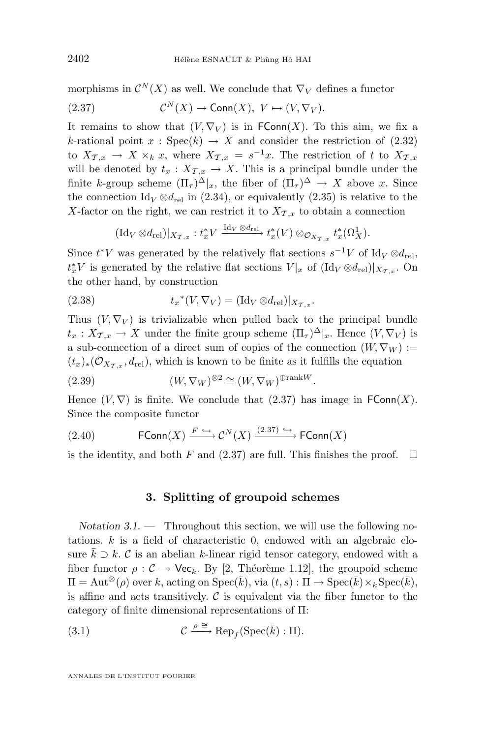morphisms in $\mathcal{C}^N(X)$ as well. We conclude that $\nabla_V$ defines a functor

$$\mathcal{C}^N(X) \to \mathsf{Conn}(X),\ V \mapsto (V, \nabla_V). \tag{2.37}$$

It remains to show that $(V, \nabla_V)$ is in $\mathsf{FConn}(X)$. To this aim, we fix a $k$-rational point $x : \mathrm{Spec}(k) \to X$ and consider the restriction of (2.32) to $X_{\mathcal{T},x} \to X \times_k x$, where $X_{\mathcal{T},x} = s^{-1}x$. The restriction of $t$ to $X_{\mathcal{T},x}$ will be denoted by $t_x : X_{\mathcal{T},x} \to X$. This is a principal bundle under the finite $k$-group scheme $(\Pi_\tau)^\Delta|_x$, the fiber of $(\Pi_\tau)^\Delta \to X$ above $x$. Since the connection $\mathrm{Id}_V \otimes d_{\mathrm{rel}}$ in (2.34), or equivalently (2.35) is relative to the $X$-factor on the right, we can restrict it to $X_{\mathcal{T},x}$ to obtain a connection

$$(\mathrm{Id}_V \otimes d_{\mathrm{rel}})|_{X_{\mathcal{T},x}} : t_x^* V \xrightarrow{\mathrm{Id}_V \otimes d_{\mathrm{rel}}} t_x^*(V) \otimes_{\mathcal{O}_{X_{\mathcal{T},x}}} t_x^*(\Omega^1_X).$$

Since $t^*V$ was generated by the relatively flat sections $s^{-1}V$ of $\mathrm{Id}_V \otimes d_{\mathrm{rel}}$, $t_x^*V$ is generated by the relative flat sections $V|_x$ of $(\mathrm{Id}_V \otimes d_{\mathrm{rel}})|_{X_{\mathcal{T},x}}$. On the other hand, by construction

$$t_x{}^*(V, \nabla_V) = (\mathrm{Id}_V \otimes d_{\mathrm{rel}})|_{X_{\mathcal{T},x}}. \tag{2.38}$$

Thus $(V, \nabla_V)$ is trivializable when pulled back to the principal bundle $t_x : X_{\mathcal{T},x} \to X$ under the finite group scheme $(\Pi_\tau)^\Delta|_x$. Hence $(V, \nabla_V)$ is a sub-connection of a direct sum of copies of the connection $(W, \nabla_W) := (t_x)_*(\mathcal{O}_{X_{\mathcal{T},x}}, d_{\mathrm{rel}})$, which is known to be finite as it fulfills the equation

$$(W, \nabla_W)^{\otimes 2} \cong (W, \nabla_W)^{\oplus \mathrm{rank} W}. \tag{2.39}$$

Hence $(V, \nabla)$ is finite. We conclude that (2.37) has image in $\mathsf{FConn}(X)$. Since the composite functor

$$\mathsf{FConn}(X) \xrightarrow{F\ \hookrightarrow} \mathcal{C}^N(X) \xrightarrow{(2.37)\ \hookrightarrow} \mathsf{FConn}(X) \tag{2.40}$$

is the identity, and both $F$ and (2.37) are full. This finishes the proof. $\square$

## 3. Splitting of groupoid schemes

*Notation 3.1.* — Throughout this section, we will use the following notations. $k$ is a field of characteristic 0, endowed with an algebraic closure $\bar{k} \supset k$. $\mathcal{C}$ is an abelian $k$-linear rigid tensor category, endowed with a fiber functor $\rho : \mathcal{C} \to \mathsf{Vec}_{\bar{k}}$. By [2, Théorème 1.12], the groupoid scheme $\Pi = \mathrm{Aut}^\otimes(\rho)$ over $k$, acting on $\mathrm{Spec}(\bar{k})$, via $(t, s) : \Pi \to \mathrm{Spec}(\bar{k}) \times_k \mathrm{Spec}(\bar{k})$, is affine and acts transitively. $\mathcal{C}$ is equivalent via the fiber functor to the category of finite dimensional representations of $\Pi$:

$$\mathcal{C} \xrightarrow{\rho\ \cong} \mathrm{Rep}_f(\mathrm{Spec}(\bar{k}) : \Pi). \tag{3.1}$$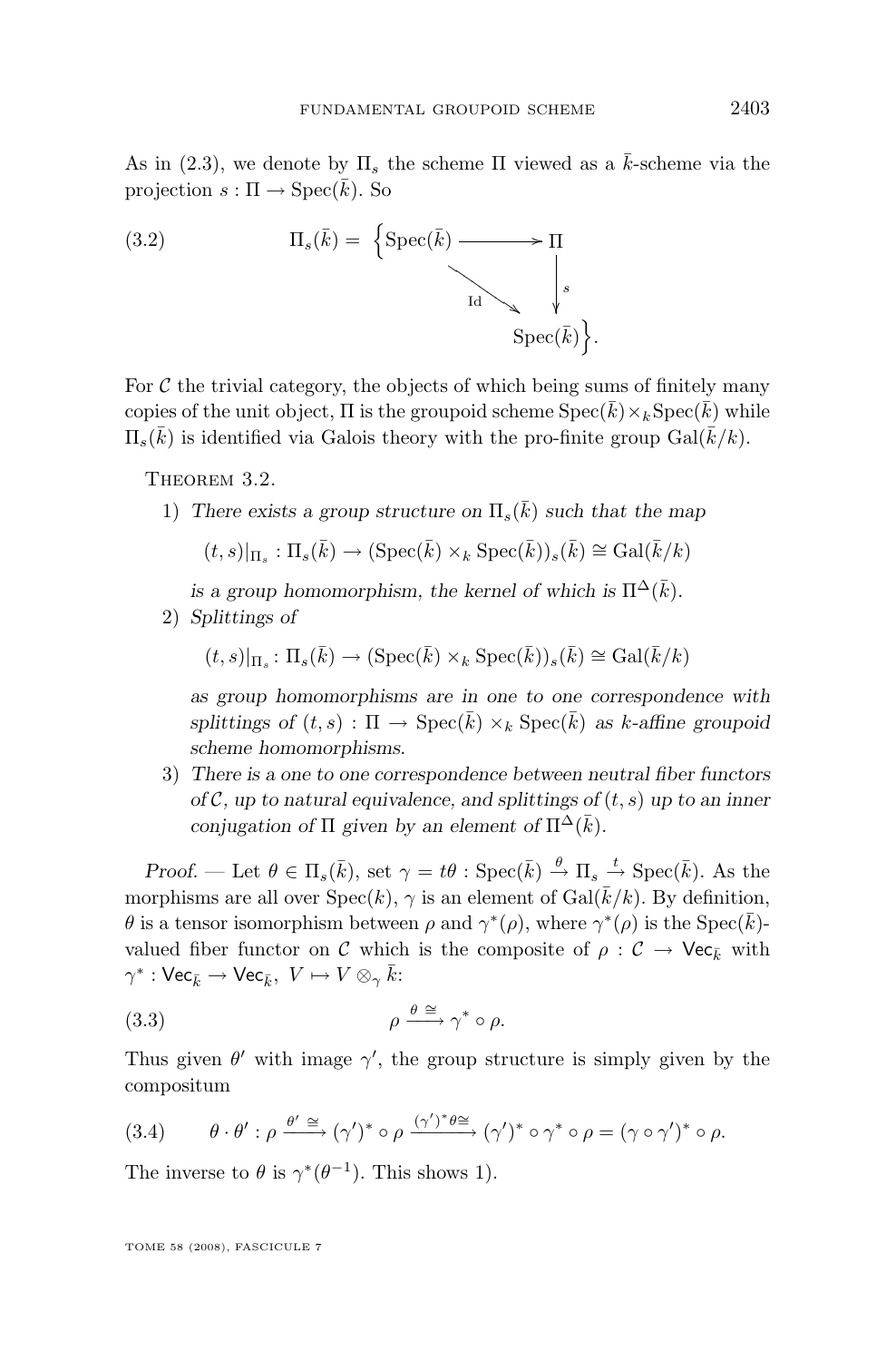As in (2.3), we denote by $\Pi_s$ the scheme $\Pi$ viewed as a $\bar{k}$-scheme via the projection $s : \Pi \to \operatorname{Spec}(\bar{k})$. So

$$\Pi_s(\bar{k}) = \left\{ \begin{array}{ccc} \operatorname{Spec}(\bar{k}) & \longrightarrow & \Pi \\ & \underset{\mathrm{Id}}{\searrow} & \big\downarrow s \\ & & \operatorname{Spec}(\bar{k}) \end{array} \right\}. \tag{3.2}$$

For $\mathcal{C}$ the trivial category, the objects of which being sums of finitely many copies of the unit object, $\Pi$ is the groupoid scheme $\operatorname{Spec}(\bar{k}) \times_k \operatorname{Spec}(\bar{k})$ while $\Pi_s(\bar{k})$ is identified via Galois theory with the pro-finite group $\operatorname{Gal}(\bar{k}/k)$.

Theorem 3.2.

1) *There exists a group structure on $\Pi_s(\bar{k})$ such that the map*

   $$(t,s)|_{\Pi_s} : \Pi_s(\bar{k}) \to (\operatorname{Spec}(\bar{k}) \times_k \operatorname{Spec}(\bar{k}))_s(\bar{k}) \cong \operatorname{Gal}(\bar{k}/k)$$

   *is a group homomorphism, the kernel of which is $\Pi^\Delta(\bar{k})$.*

2) *Splittings of*

   $$(t,s)|_{\Pi_s} : \Pi_s(\bar{k}) \to (\operatorname{Spec}(\bar{k}) \times_k \operatorname{Spec}(\bar{k}))_s(\bar{k}) \cong \operatorname{Gal}(\bar{k}/k)$$

   *as group homomorphisms are in one to one correspondence with splittings of $(t,s) : \Pi \to \operatorname{Spec}(\bar{k}) \times_k \operatorname{Spec}(\bar{k})$ as $k$-affine groupoid scheme homomorphisms.*

3) *There is a one to one correspondence between neutral fiber functors of $\mathcal{C}$, up to natural equivalence, and splittings of $(t,s)$ up to an inner conjugation of $\Pi$ given by an element of $\Pi^\Delta(\bar{k})$.*

*Proof.* — Let $\theta \in \Pi_s(\bar{k})$, set $\gamma = t\theta : \operatorname{Spec}(\bar{k}) \xrightarrow{\theta} \Pi_s \xrightarrow{t} \operatorname{Spec}(\bar{k})$. As the morphisms are all over $\operatorname{Spec}(k)$, $\gamma$ is an element of $\operatorname{Gal}(\bar{k}/k)$. By definition, $\theta$ is a tensor isomorphism between $\rho$ and $\gamma^*(\rho)$, where $\gamma^*(\rho)$ is the $\operatorname{Spec}(\bar{k})$-valued fiber functor on $\mathcal{C}$ which is the composite of $\rho : \mathcal{C} \to \mathsf{Vec}_{\bar{k}}$ with $\gamma^* : \mathsf{Vec}_{\bar{k}} \to \mathsf{Vec}_{\bar{k}},\ V \mapsto V \otimes_\gamma \bar{k}$:

$$\rho \xrightarrow{\theta\ \cong} \gamma^* \circ \rho. \tag{3.3}$$

Thus given $\theta'$ with image $\gamma'$, the group structure is simply given by the compositum

$$\theta \cdot \theta' : \rho \xrightarrow{\theta'\ \cong} (\gamma')^* \circ \rho \xrightarrow{(\gamma')^*\theta \cong} (\gamma')^* \circ \gamma^* \circ \rho = (\gamma \circ \gamma')^* \circ \rho. \tag{3.4}$$

The inverse to $\theta$ is $\gamma^*(\theta^{-1})$. This shows 1).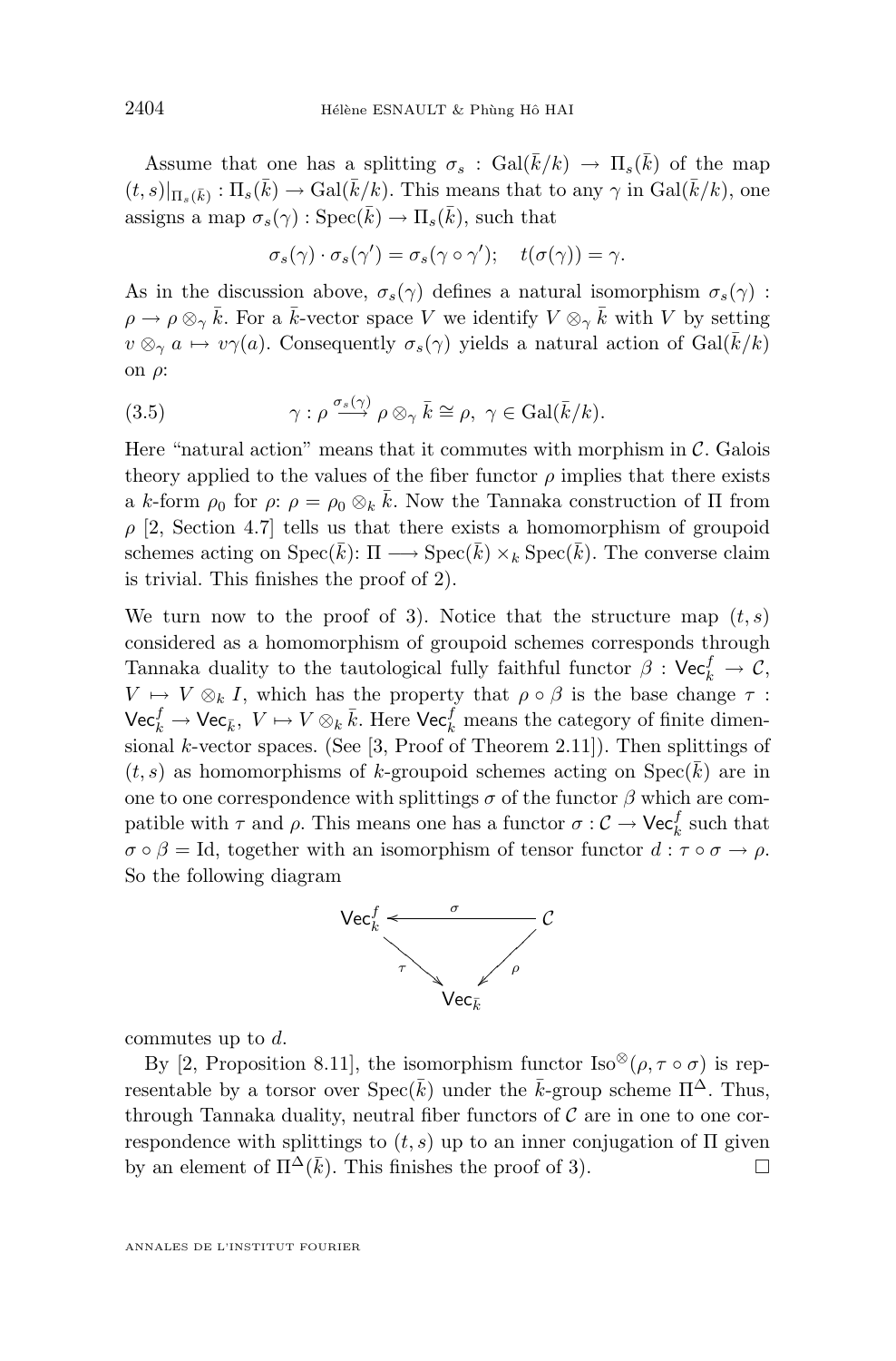Assume that one has a splitting $\sigma_s : \mathrm{Gal}(\bar{k}/k) \to \Pi_s(\bar{k})$ of the map $(t,s)|_{\Pi_s(\bar{k})} : \Pi_s(\bar{k}) \to \mathrm{Gal}(\bar{k}/k)$. This means that to any $\gamma$ in $\mathrm{Gal}(\bar{k}/k)$, one assigns a map $\sigma_s(\gamma) : \mathrm{Spec}(\bar{k}) \to \Pi_s(\bar{k})$, such that

$$\sigma_s(\gamma) \cdot \sigma_s(\gamma') = \sigma_s(\gamma \circ \gamma'); \quad t(\sigma(\gamma)) = \gamma.$$

As in the discussion above, $\sigma_s(\gamma)$ defines a natural isomorphism $\sigma_s(\gamma) : \rho \to \rho \otimes_\gamma \bar{k}$. For a $\bar{k}$-vector space $V$ we identify $V \otimes_\gamma \bar{k}$ with $V$ by setting $v \otimes_\gamma a \mapsto v\gamma(a)$. Consequently $\sigma_s(\gamma)$ yields a natural action of $\mathrm{Gal}(\bar{k}/k)$ on $\rho$:

$$\gamma : \rho \xrightarrow{\sigma_s(\gamma)} \rho \otimes_\gamma \bar{k} \cong \rho, \ \gamma \in \mathrm{Gal}(\bar{k}/k). \tag{3.5}$$

Here "natural action" means that it commutes with morphism in $\mathcal{C}$. Galois theory applied to the values of the fiber functor $\rho$ implies that there exists a $k$-form $\rho_0$ for $\rho$: $\rho = \rho_0 \otimes_k \bar{k}$. Now the Tannaka construction of $\Pi$ from $\rho$ [2, Section 4.7] tells us that there exists a homomorphism of groupoid schemes acting on $\mathrm{Spec}(\bar{k})$: $\Pi \longrightarrow \mathrm{Spec}(\bar{k}) \times_k \mathrm{Spec}(\bar{k})$. The converse claim is trivial. This finishes the proof of 2).

We turn now to the proof of 3). Notice that the structure map $(t,s)$ considered as a homomorphism of groupoid schemes corresponds through Tannaka duality to the tautological fully faithful functor $\beta : \mathsf{Vec}_k^f \to \mathcal{C}$, $V \mapsto V \otimes_k I$, which has the property that $\rho \circ \beta$ is the base change $\tau : \mathsf{Vec}_k^f \to \mathsf{Vec}_{\bar{k}}$, $V \mapsto V \otimes_k \bar{k}$. Here $\mathsf{Vec}_k^f$ means the category of finite dimensional $k$-vector spaces. (See [3, Proof of Theorem 2.11]). Then splittings of $(t,s)$ as homomorphisms of $k$-groupoid schemes acting on $\mathrm{Spec}(\bar{k})$ are in one to one correspondence with splittings $\sigma$ of the functor $\beta$ which are compatible with $\tau$ and $\rho$. This means one has a functor $\sigma : \mathcal{C} \to \mathsf{Vec}_k^f$ such that $\sigma \circ \beta = \mathrm{Id}$, together with an isomorphism of tensor functor $d : \tau \circ \sigma \to \rho$. So the following diagram

$$\begin{array}{ccc} \mathsf{Vec}_k^f & \xleftarrow{\ \sigma\ } & \mathcal{C} \\ & \searrow^{\tau} \quad {}^{\rho}\swarrow & \\ & \mathsf{Vec}_{\bar{k}} & \end{array}$$

commutes up to $d$.

By [2, Proposition 8.11], the isomorphism functor $\mathrm{Iso}^{\otimes}(\rho, \tau \circ \sigma)$ is representable by a torsor over $\mathrm{Spec}(\bar{k})$ under the $\bar{k}$-group scheme $\Pi^{\Delta}$. Thus, through Tannaka duality, neutral fiber functors of $\mathcal{C}$ are in one to one correspondence with splittings to $(t,s)$ up to an inner conjugation of $\Pi$ given by an element of $\Pi^{\Delta}(\bar{k})$. This finishes the proof of 3). $\square$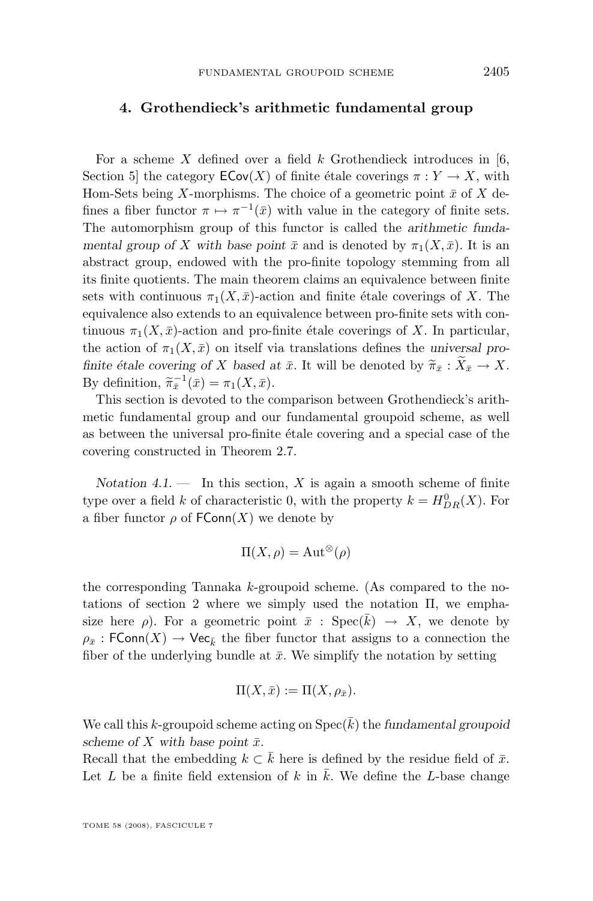## 4. Grothendieck's arithmetic fundamental group

For a scheme $X$ defined over a field $k$ Grothendieck introduces in [6, Section 5] the category $\mathsf{ECov}(X)$ of finite étale coverings $\pi : Y \to X$, with Hom-Sets being $X$-morphisms. The choice of a geometric point $\bar{x}$ of $X$ defines a fiber functor $\pi \mapsto \pi^{-1}(\bar{x})$ with value in the category of finite sets. The automorphism group of this functor is called the *arithmetic fundamental group of $X$ with base point $\bar{x}$* and is denoted by $\pi_1(X, \bar{x})$. It is an abstract group, endowed with the pro-finite topology stemming from all its finite quotients. The main theorem claims an equivalence between finite sets with continuous $\pi_1(X, \bar{x})$-action and finite étale coverings of $X$. The equivalence also extends to an equivalence between pro-finite sets with continuous $\pi_1(X, \bar{x})$-action and pro-finite étale coverings of $X$. In particular, the action of $\pi_1(X, \bar{x})$ on itself via translations defines the *universal pro-finite étale covering of $X$ based at $\bar{x}$*. It will be denoted by $\widetilde{\pi}_{\bar{x}} : \widetilde{X}_{\bar{x}} \to X$. By definition, $\widetilde{\pi}_{\bar{x}}^{-1}(\bar{x}) = \pi_1(X, \bar{x})$.

This section is devoted to the comparison between Grothendieck's arithmetic fundamental group and our fundamental groupoid scheme, as well as between the universal pro-finite étale covering and a special case of the covering constructed in Theorem 2.7.

*Notation 4.1.* — In this section, $X$ is again a smooth scheme of finite type over a field $k$ of characteristic 0, with the property $k = H^0_{DR}(X)$. For a fiber functor $\rho$ of $\mathsf{FConn}(X)$ we denote by

$$\Pi(X, \rho) = \mathrm{Aut}^{\otimes}(\rho)$$

the corresponding Tannaka $k$-groupoid scheme. (As compared to the notations of section 2 where we simply used the notation $\Pi$, we emphasize here $\rho$). For a geometric point $\bar{x} : \mathrm{Spec}(\bar{k}) \to X$, we denote by $\rho_{\bar{x}} : \mathsf{FConn}(X) \to \mathsf{Vec}_{\bar{k}}$ the fiber functor that assigns to a connection the fiber of the underlying bundle at $\bar{x}$. We simplify the notation by setting

$$\Pi(X, \bar{x}) := \Pi(X, \rho_{\bar{x}}).$$

We call this $k$-groupoid scheme acting on $\mathrm{Spec}(\bar{k})$ the *fundamental groupoid scheme of $X$ with base point $\bar{x}$*.

Recall that the embedding $k \subset \bar{k}$ here is defined by the residue field of $\bar{x}$. Let $L$ be a finite field extension of $k$ in $\bar{k}$. We define the $L$-base change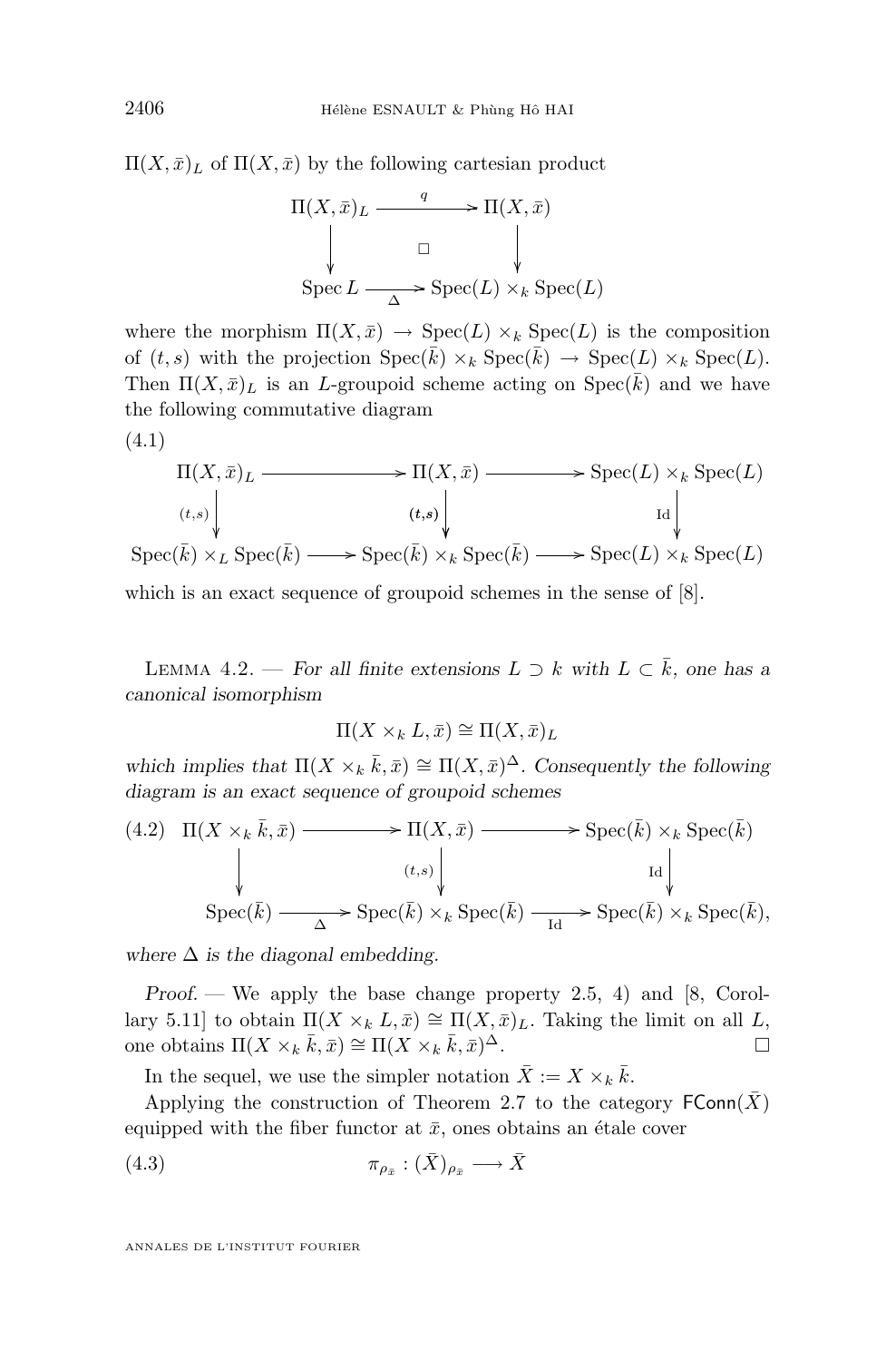$\Pi(X,\bar{x})_L$ of $\Pi(X,\bar{x})$ by the following cartesian product

$$\begin{array}{ccc}
\Pi(X,\bar{x})_L & \xrightarrow{\ q\ } & \Pi(X,\bar{x}) \\
\downarrow & \square & \downarrow \\
\operatorname{Spec} L & \xrightarrow[\Delta]{} & \operatorname{Spec}(L)\times_k \operatorname{Spec}(L)
\end{array}$$

where the morphism $\Pi(X,\bar{x}) \to \operatorname{Spec}(L)\times_k \operatorname{Spec}(L)$ is the composition of $(t,s)$ with the projection $\operatorname{Spec}(\bar{k})\times_k \operatorname{Spec}(\bar{k}) \to \operatorname{Spec}(L)\times_k \operatorname{Spec}(L)$. Then $\Pi(X,\bar{x})_L$ is an $L$-groupoid scheme acting on $\operatorname{Spec}(\bar{k})$ and we have the following commutative diagram

(4.1)

$$\begin{array}{ccccc}
\Pi(X,\bar{x})_L & \longrightarrow & \Pi(X,\bar{x}) & \longrightarrow & \operatorname{Spec}(L)\times_k \operatorname{Spec}(L) \\
\downarrow{\scriptstyle (t,s)} & & \downarrow{\scriptstyle (t,s)} & & \downarrow{\scriptstyle \mathrm{Id}} \\
\operatorname{Spec}(\bar{k})\times_L \operatorname{Spec}(\bar{k}) & \longrightarrow & \operatorname{Spec}(\bar{k})\times_k \operatorname{Spec}(\bar{k}) & \longrightarrow & \operatorname{Spec}(L)\times_k \operatorname{Spec}(L)
\end{array}$$

which is an exact sequence of groupoid schemes in the sense of [8].

Lemma 4.2. — *For all finite extensions $L \supset k$ with $L \subset \bar{k}$, one has a canonical isomorphism*

$$\Pi(X\times_k L,\bar{x}) \cong \Pi(X,\bar{x})_L$$

*which implies that $\Pi(X\times_k \bar{k},\bar{x}) \cong \Pi(X,\bar{x})^{\Delta}$. Consequently the following diagram is an exact sequence of groupoid schemes*

(4.2)

$$\begin{array}{ccccc}
\Pi(X\times_k \bar{k},\bar{x}) & \longrightarrow & \Pi(X,\bar{x}) & \longrightarrow & \operatorname{Spec}(\bar{k})\times_k \operatorname{Spec}(\bar{k}) \\
\downarrow & & \downarrow{\scriptstyle (t,s)} & & \downarrow{\scriptstyle \mathrm{Id}} \\
\operatorname{Spec}(\bar{k}) & \xrightarrow[\Delta]{} & \operatorname{Spec}(\bar{k})\times_k \operatorname{Spec}(\bar{k}) & \xrightarrow[\mathrm{Id}]{} & \operatorname{Spec}(\bar{k})\times_k \operatorname{Spec}(\bar{k}),
\end{array}$$

*where $\Delta$ is the diagonal embedding.*

*Proof.* — We apply the base change property 2.5, 4) and [8, Corollary 5.11] to obtain $\Pi(X\times_k L,\bar{x}) \cong \Pi(X,\bar{x})_L$. Taking the limit on all $L$, one obtains $\Pi(X\times_k \bar{k},\bar{x}) \cong \Pi(X\times_k \bar{k},\bar{x})^{\Delta}$. □

In the sequel, we use the simpler notation $\bar{X} := X\times_k \bar{k}$.

Applying the construction of Theorem 2.7 to the category $\mathsf{FConn}(\bar{X})$ equipped with the fiber functor at $\bar{x}$, ones obtains an étale cover

$$\pi_{\rho_{\bar{x}}} : (\bar{X})_{\rho_{\bar{x}}} \longrightarrow \bar{X} \tag{4.3}$$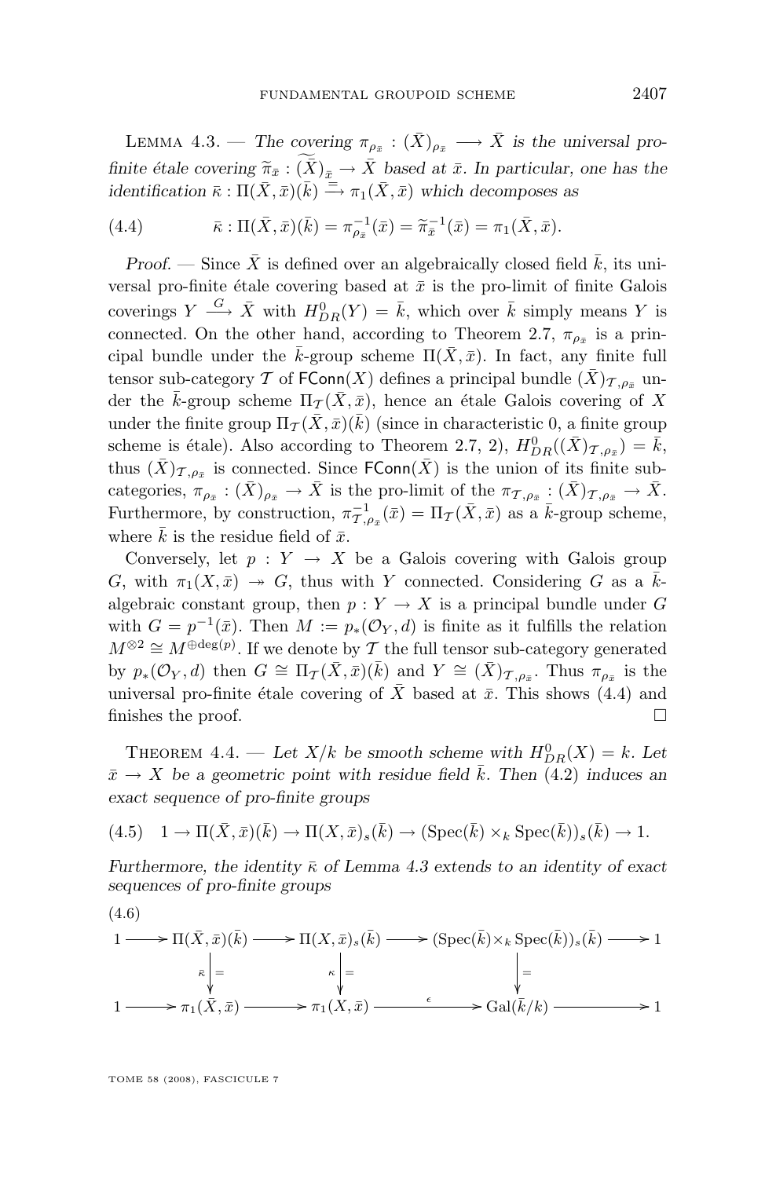Lemma 4.3. — *The covering $\pi_{\rho_{\bar{x}}} : (\bar{X})_{\rho_{\bar{x}}} \longrightarrow \bar{X}$ is the universal pro-finite étale covering $\widetilde{\pi}_{\bar{x}} : \widetilde{(\bar{X})}_{\bar{x}} \to \bar{X}$ based at $\bar{x}$. In particular, one has the identification $\bar{\kappa} : \Pi(\bar{X}, \bar{x})(\bar{k}) \xrightarrow{=} \pi_1(\bar{X}, \bar{x})$ which decomposes as*

$$\bar{\kappa} : \Pi(\bar{X}, \bar{x})(\bar{k}) = \pi_{\rho_{\bar{x}}}^{-1}(\bar{x}) = \widetilde{\pi}_{\bar{x}}^{-1}(\bar{x}) = \pi_1(\bar{X}, \bar{x}). \tag{4.4}$$

*Proof.* — Since $\bar{X}$ is defined over an algebraically closed field $\bar{k}$, its universal pro-finite étale covering based at $\bar{x}$ is the pro-limit of finite Galois coverings $Y \xrightarrow{G} \bar{X}$ with $H^0_{DR}(Y) = \bar{k}$, which over $\bar{k}$ simply means $Y$ is connected. On the other hand, according to Theorem 2.7, $\pi_{\rho_{\bar{x}}}$ is a principal bundle under the $\bar{k}$-group scheme $\Pi(\bar{X}, \bar{x})$. In fact, any finite full tensor sub-category $\mathcal{T}$ of $\mathsf{FConn}(X)$ defines a principal bundle $(\bar{X})_{\mathcal{T},\rho_{\bar{x}}}$ under the $\bar{k}$-group scheme $\Pi_{\mathcal{T}}(\bar{X}, \bar{x})$, hence an étale Galois covering of $X$ under the finite group $\Pi_{\mathcal{T}}(\bar{X}, \bar{x})(\bar{k})$ (since in characteristic 0, a finite group scheme is étale). Also according to Theorem 2.7, 2), $H^0_{DR}((\bar{X})_{\mathcal{T},\rho_{\bar{x}}}) = \bar{k}$, thus $(\bar{X})_{\mathcal{T},\rho_{\bar{x}}}$ is connected. Since $\mathsf{FConn}(\bar{X})$ is the union of its finite subcategories, $\pi_{\rho_{\bar{x}}} : (\bar{X})_{\rho_{\bar{x}}} \to \bar{X}$ is the pro-limit of the $\pi_{\mathcal{T},\rho_{\bar{x}}} : (\bar{X})_{\mathcal{T},\rho_{\bar{x}}} \to \bar{X}$. Furthermore, by construction, $\pi^{-1}_{\mathcal{T},\rho_{\bar{x}}}(\bar{x}) = \Pi_{\mathcal{T}}(\bar{X}, \bar{x})$ as a $\bar{k}$-group scheme, where $\bar{k}$ is the residue field of $\bar{x}$.

Conversely, let $p : Y \to X$ be a Galois covering with Galois group $G$, with $\pi_1(X, \bar{x}) \twoheadrightarrow G$, thus with $Y$ connected. Considering $G$ as a $\bar{k}$-algebraic constant group, then $p : Y \to X$ is a principal bundle under $G$ with $G = p^{-1}(\bar{x})$. Then $M := p_*(\mathcal{O}_Y, d)$ is finite as it fulfills the relation $M^{\otimes 2} \cong M^{\oplus \deg(p)}$. If we denote by $\mathcal{T}$ the full tensor sub-category generated by $p_*(\mathcal{O}_Y, d)$ then $G \cong \Pi_{\mathcal{T}}(\bar{X}, \bar{x})(\bar{k})$ and $Y \cong (\bar{X})_{\mathcal{T},\rho_{\bar{x}}}$. Thus $\pi_{\rho_{\bar{x}}}$ is the universal pro-finite étale covering of $\bar{X}$ based at $\bar{x}$. This shows (4.4) and finishes the proof. $\square$

Theorem 4.4. — *Let $X/k$ be smooth scheme with $H^0_{DR}(X) = k$. Let $\bar{x} \to X$ be a geometric point with residue field $\bar{k}$. Then (4.2) induces an exact sequence of pro-finite groups*

$$1 \to \Pi(\bar{X}, \bar{x})(\bar{k}) \to \Pi(X, \bar{x})_s(\bar{k}) \to (\mathrm{Spec}(\bar{k}) \times_k \mathrm{Spec}(\bar{k}))_s(\bar{k}) \to 1. \tag{4.5}$$

*Furthermore, the identity $\bar{\kappa}$ of Lemma 4.3 extends to an identity of exact sequences of pro-finite groups*

$$\begin{array}{ccccccccc}
1 & \longrightarrow & \Pi(\bar{X}, \bar{x})(\bar{k}) & \longrightarrow & \Pi(X, \bar{x})_s(\bar{k}) & \longrightarrow & (\mathrm{Spec}(\bar{k}) \times_k \mathrm{Spec}(\bar{k}))_s(\bar{k}) & \longrightarrow & 1 \\
 & & \bar{\kappa} \big\downarrow = & & \kappa \big\downarrow = & & \big\downarrow = & & \\
1 & \longrightarrow & \pi_1(\bar{X}, \bar{x}) & \longrightarrow & \pi_1(X, \bar{x}) & \xrightarrow{\ \epsilon\ } & \mathrm{Gal}(\bar{k}/k) & \longrightarrow & 1
\end{array} \tag{4.6}$$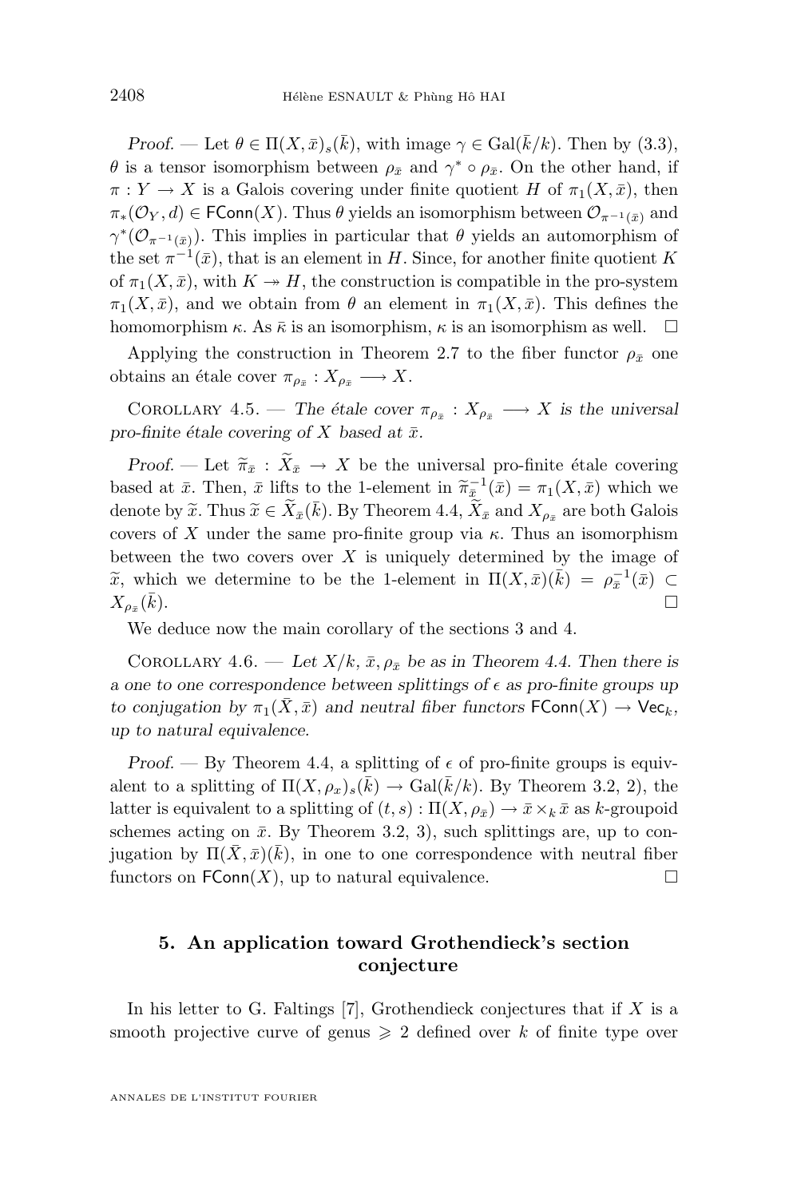*Proof.* — Let $\theta \in \Pi(X,\bar{x})_s(\bar{k})$, with image $\gamma \in \mathrm{Gal}(\bar{k}/k)$. Then by (3.3), $\theta$ is a tensor isomorphism between $\rho_{\bar{x}}$ and $\gamma^* \circ \rho_{\bar{x}}$. On the other hand, if $\pi : Y \to X$ is a Galois covering under finite quotient $H$ of $\pi_1(X,\bar{x})$, then $\pi_*(\mathcal{O}_Y, d) \in \mathsf{FConn}(X)$. Thus $\theta$ yields an isomorphism between $\mathcal{O}_{\pi^{-1}(\bar{x})}$ and $\gamma^*(\mathcal{O}_{\pi^{-1}(\bar{x})})$. This implies in particular that $\theta$ yields an automorphism of the set $\pi^{-1}(\bar{x})$, that is an element in $H$. Since, for another finite quotient $K$ of $\pi_1(X,\bar{x})$, with $K \twoheadrightarrow H$, the construction is compatible in the pro-system $\pi_1(X,\bar{x})$, and we obtain from $\theta$ an element in $\pi_1(X,\bar{x})$. This defines the homomorphism $\kappa$. As $\bar{\kappa}$ is an isomorphism, $\kappa$ is an isomorphism as well. $\square$

Applying the construction in Theorem 2.7 to the fiber functor $\rho_{\bar{x}}$ one obtains an étale cover $\pi_{\rho_{\bar{x}}} : X_{\rho_{\bar{x}}} \longrightarrow X$.

Corollary 4.5. — *The étale cover $\pi_{\rho_{\bar{x}}} : X_{\rho_{\bar{x}}} \longrightarrow X$ is the universal pro-finite étale covering of $X$ based at $\bar{x}$.*

*Proof.* — Let $\widetilde{\pi}_{\bar{x}} : \widetilde{X}_{\bar{x}} \to X$ be the universal pro-finite étale covering based at $\bar{x}$. Then, $\bar{x}$ lifts to the 1-element in $\widetilde{\pi}_{\bar{x}}^{-1}(\bar{x}) = \pi_1(X,\bar{x})$ which we denote by $\widetilde{x}$. Thus $\widetilde{x} \in \widetilde{X}_{\bar{x}}(\bar{k})$. By Theorem 4.4, $\widetilde{X}_{\bar{x}}$ and $X_{\rho_{\bar{x}}}$ are both Galois covers of $X$ under the same pro-finite group via $\kappa$. Thus an isomorphism between the two covers over $X$ is uniquely determined by the image of $\widetilde{x}$, which we determine to be the 1-element in $\Pi(X,\bar{x})(\bar{k}) = \rho_{\bar{x}}^{-1}(\bar{x}) \subset X_{\rho_{\bar{x}}}(\bar{k})$. $\square$

We deduce now the main corollary of the sections 3 and 4.

Corollary 4.6. — *Let $X/k, \bar{x}, \rho_{\bar{x}}$ be as in Theorem 4.4. Then there is a one to one correspondence between splittings of $\epsilon$ as pro-finite groups up to conjugation by $\pi_1(\bar{X},\bar{x})$ and neutral fiber functors $\mathsf{FConn}(X) \to \mathsf{Vec}_k$, up to natural equivalence.*

*Proof.* — By Theorem 4.4, a splitting of $\epsilon$ of pro-finite groups is equivalent to a splitting of $\Pi(X,\rho_x)_s(\bar{k}) \to \mathrm{Gal}(\bar{k}/k)$. By Theorem 3.2, 2), the latter is equivalent to a splitting of $(t,s) : \Pi(X,\rho_{\bar{x}}) \to \bar{x} \times_k \bar{x}$ as $k$-groupoid schemes acting on $\bar{x}$. By Theorem 3.2, 3), such splittings are, up to conjugation by $\Pi(\bar{X},\bar{x})(\bar{k})$, in one to one correspondence with neutral fiber functors on $\mathsf{FConn}(X)$, up to natural equivalence. $\square$

## 5. An application toward Grothendieck's section conjecture

In his letter to G. Faltings [7], Grothendieck conjectures that if $X$ is a smooth projective curve of genus $\geqslant 2$ defined over $k$ of finite type over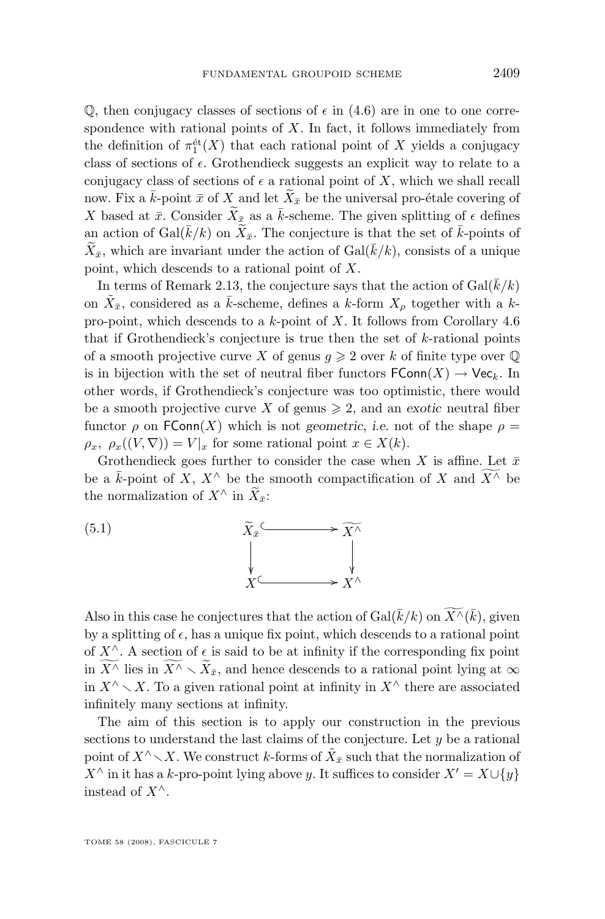$\mathbb{Q}$, then conjugacy classes of sections of $\epsilon$ in (4.6) are in one to one correspondence with rational points of $X$. In fact, it follows immediately from the definition of $\pi_1^{\text{ét}}(X)$ that each rational point of $X$ yields a conjugacy class of sections of $\epsilon$. Grothendieck suggests an explicit way to relate to a conjugacy class of sections of $\epsilon$ a rational point of $X$, which we shall recall now. Fix a $\bar{k}$-point $\bar{x}$ of $X$ and let $\widetilde{X}_{\bar{x}}$ be the universal pro-étale covering of $X$ based at $\bar{x}$. Consider $\widetilde{X}_{\bar{x}}$ as a $\bar{k}$-scheme. The given splitting of $\epsilon$ defines an action of $\mathrm{Gal}(\bar{k}/k)$ on $\widetilde{X}_{\bar{x}}$. The conjecture is that the set of $\bar{k}$-points of $\widetilde{X}_{\bar{x}}$, which are invariant under the action of $\mathrm{Gal}(\bar{k}/k)$, consists of a unique point, which descends to a rational point of $X$.

In terms of Remark 2.13, the conjecture says that the action of $\mathrm{Gal}(\bar{k}/k)$ on $\tilde{X}_{\bar{x}}$, considered as a $\bar{k}$-scheme, defines a $k$-form $X_\rho$ together with a $k$-pro-point, which descends to a $k$-point of $X$. It follows from Corollary 4.6 that if Grothendieck's conjecture is true then the set of $k$-rational points of a smooth projective curve $X$ of genus $g \geqslant 2$ over $k$ of finite type over $\mathbb{Q}$ is in bijection with the set of neutral fiber functors $\mathsf{FConn}(X) \to \mathsf{Vec}_k$. In other words, if Grothendieck's conjecture was too optimistic, there would be a smooth projective curve $X$ of genus $\geqslant 2$, and an *exotic* neutral fiber functor $\rho$ on $\mathsf{FConn}(X)$ which is not *geometric*, *i.e.* not of the shape $\rho = \rho_x,\ \rho_x((V,\nabla)) = V|_x$ for some rational point $x \in X(k)$.

Grothendieck goes further to consider the case when $X$ is affine. Let $\bar{x}$ be a $\bar{k}$-point of $X$, $X^\wedge$ be the smooth compactification of $X$ and $\widetilde{X^\wedge}$ be the normalization of $X^\wedge$ in $\widetilde{X}_{\bar{x}}$:

$$
\begin{array}{ccc}
\widetilde{X}_{\bar{x}} & \hookrightarrow & \widetilde{X^\wedge} \\
\downarrow & & \downarrow \\
X & \hookrightarrow & X^\wedge
\end{array}
\tag{5.1}
$$

Also in this case he conjectures that the action of $\mathrm{Gal}(\bar{k}/k)$ on $\widetilde{X^\wedge}(\bar{k})$, given by a splitting of $\epsilon$, has a unique fix point, which descends to a rational point of $X^\wedge$. A section of $\epsilon$ is said to be at infinity if the corresponding fix point in $\widetilde{X^\wedge}$ lies in $\widetilde{X^\wedge} \setminus \widetilde{X}_{\bar{x}}$, and hence descends to a rational point lying at $\infty$ in $X^\wedge \setminus X$. To a given rational point at infinity in $X^\wedge$ there are associated infinitely many sections at infinity.

The aim of this section is to apply our construction in the previous sections to understand the last claims of the conjecture. Let $y$ be a rational point of $X^\wedge \setminus X$. We construct $k$-forms of $\tilde{X}_{\bar{x}}$ such that the normalization of $X^\wedge$ in it has a $k$-pro-point lying above $y$. It suffices to consider $X' = X \cup \{y\}$ instead of $X^\wedge$.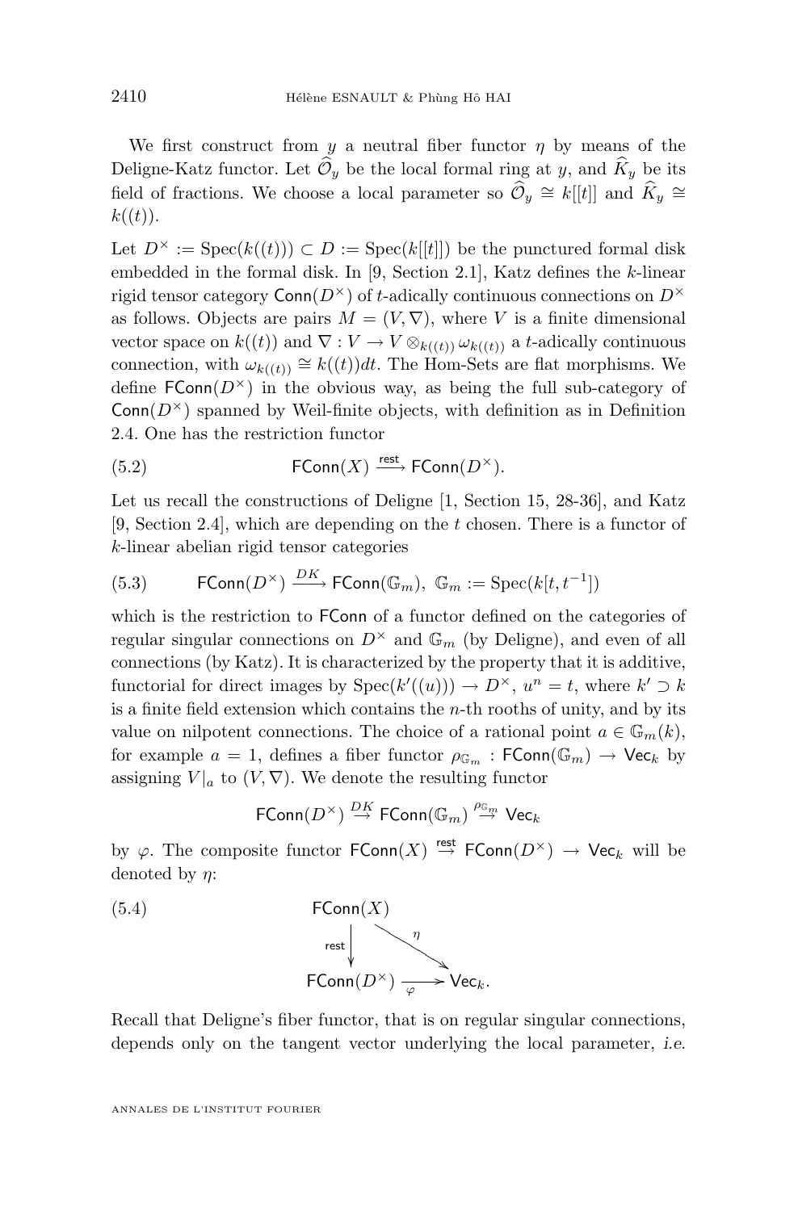We first construct from $y$ a neutral fiber functor $\eta$ by means of the Deligne-Katz functor. Let $\widehat{\mathcal{O}}_y$ be the local formal ring at $y$, and $\widehat{K}_y$ be its field of fractions. We choose a local parameter so $\widehat{\mathcal{O}}_y \cong k[[t]]$ and $\widehat{K}_y \cong k((t))$.

Let $D^\times := \mathrm{Spec}(k((t))) \subset D := \mathrm{Spec}(k[[t]])$ be the punctured formal disk embedded in the formal disk. In [9, Section 2.1], Katz defines the $k$-linear rigid tensor category $\mathsf{Conn}(D^\times)$ of $t$-adically continuous connections on $D^\times$ as follows. Objects are pairs $M = (V, \nabla)$, where $V$ is a finite dimensional vector space on $k((t))$ and $\nabla : V \to V \otimes_{k((t))} \omega_{k((t))}$ a $t$-adically continuous connection, with $\omega_{k((t))} \cong k((t))dt$. The Hom-Sets are flat morphisms. We define $\mathsf{FConn}(D^\times)$ in the obvious way, as being the full sub-category of $\mathsf{Conn}(D^\times)$ spanned by Weil-finite objects, with definition as in Definition 2.4. One has the restriction functor

$$\mathsf{FConn}(X) \xrightarrow{\mathsf{rest}} \mathsf{FConn}(D^\times). \tag{5.2}$$

Let us recall the constructions of Deligne [1, Section 15, 28-36], and Katz [9, Section 2.4], which are depending on the $t$ chosen. There is a functor of $k$-linear abelian rigid tensor categories

$$\mathsf{FConn}(D^\times) \xrightarrow{DK} \mathsf{FConn}(\mathbb{G}_m),\ \mathbb{G}_m := \mathrm{Spec}(k[t, t^{-1}]) \tag{5.3}$$

which is the restriction to $\mathsf{FConn}$ of a functor defined on the categories of regular singular connections on $D^\times$ and $\mathbb{G}_m$ (by Deligne), and even of all connections (by Katz). It is characterized by the property that it is additive, functorial for direct images by $\mathrm{Spec}(k'((u))) \to D^\times$, $u^n = t$, where $k' \supset k$ is a finite field extension which contains the $n$-th rooths of unity, and by its value on nilpotent connections. The choice of a rational point $a \in \mathbb{G}_m(k)$, for example $a = 1$, defines a fiber functor $\rho_{\mathbb{G}_m} : \mathsf{FConn}(\mathbb{G}_m) \to \mathsf{Vec}_k$ by assigning $V|_a$ to $(V, \nabla)$. We denote the resulting functor

$$\mathsf{FConn}(D^\times) \overset{DK}{\to} \mathsf{FConn}(\mathbb{G}_m) \overset{\rho_{\mathbb{G}_m}}{\to} \mathsf{Vec}_k$$

by $\varphi$. The composite functor $\mathsf{FConn}(X) \overset{\mathsf{rest}}{\to} \mathsf{FConn}(D^\times) \to \mathsf{Vec}_k$ will be denoted by $\eta$:

$$\begin{array}{ccc} \mathsf{FConn}(X) & & \\ \downarrow{\scriptstyle \mathsf{rest}} & \searrow^{\eta} & \\ \mathsf{FConn}(D^\times) & \xrightarrow[\varphi]{} & \mathsf{Vec}_k. \end{array} \tag{5.4}$$

Recall that Deligne's fiber functor, that is on regular singular connections, depends only on the tangent vector underlying the local parameter, *i.e.*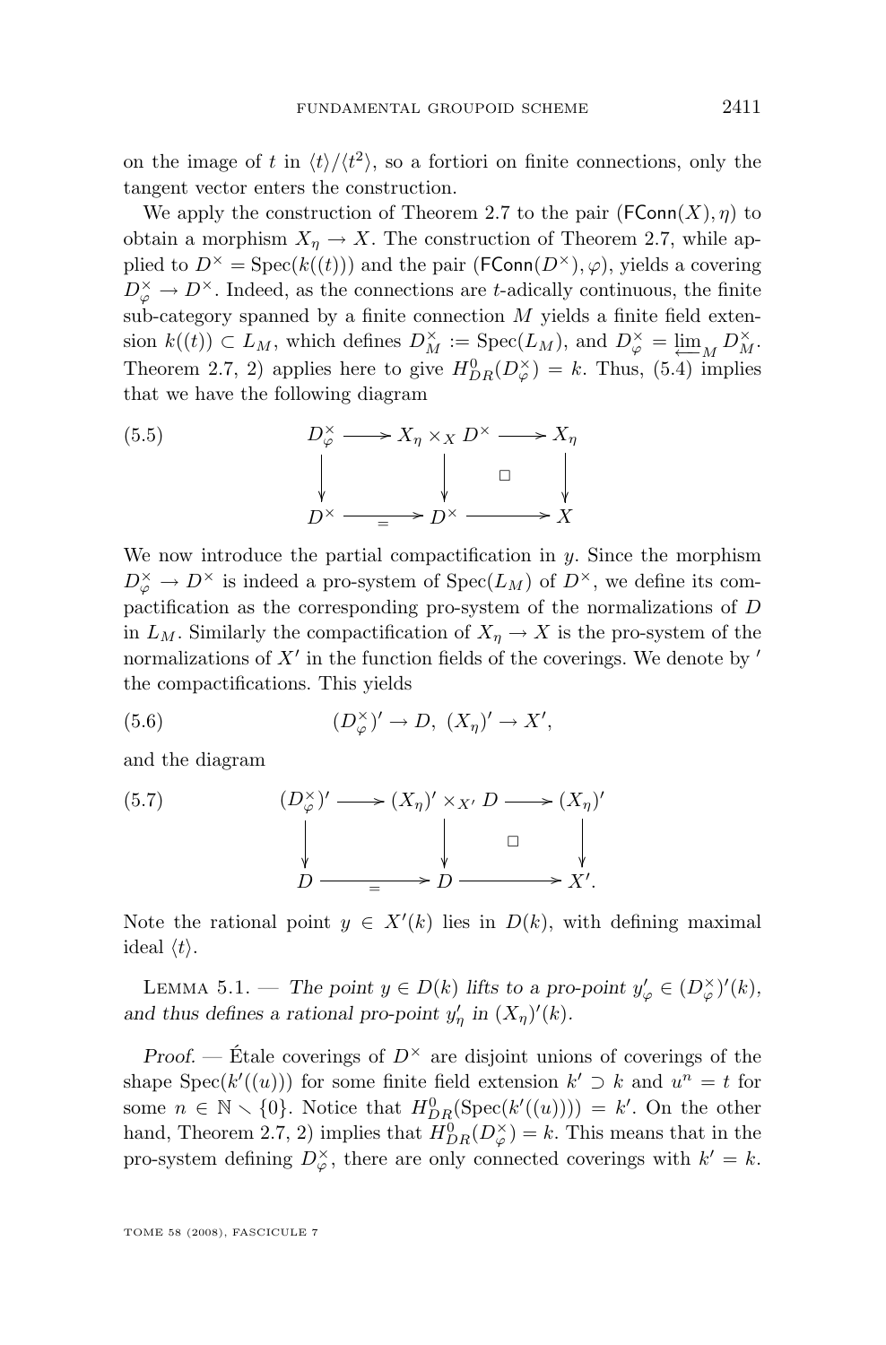on the image of $t$ in $\langle t\rangle/\langle t^2\rangle$, so a fortiori on finite connections, only the tangent vector enters the construction.

We apply the construction of Theorem 2.7 to the pair $(\mathsf{FConn}(X), \eta)$ to obtain a morphism $X_\eta \to X$. The construction of Theorem 2.7, while applied to $D^\times = \mathrm{Spec}(k((t)))$ and the pair $(\mathsf{FConn}(D^\times), \varphi)$, yields a covering $D^\times_\varphi \to D^\times$. Indeed, as the connections are $t$-adically continuous, the finite sub-category spanned by a finite connection $M$ yields a finite field extension $k((t)) \subset L_M$, which defines $D^\times_M := \mathrm{Spec}(L_M)$, and $D^\times_\varphi = \varprojlim_M D^\times_M$. Theorem 2.7, 2) applies here to give $H^0_{DR}(D^\times_\varphi) = k$. Thus, (5.4) implies that we have the following diagram

$$
\begin{array}{ccccc}
D^\times_\varphi & \longrightarrow & X_\eta \times_X D^\times & \longrightarrow & X_\eta \\
\downarrow & & \downarrow & \square & \downarrow \\
D^\times & \xrightarrow{=} & D^\times & \longrightarrow & X
\end{array}
\tag{5.5}
$$

We now introduce the partial compactification in $y$. Since the morphism $D^\times_\varphi \to D^\times$ is indeed a pro-system of $\mathrm{Spec}(L_M)$ of $D^\times$, we define its compactification as the corresponding pro-system of the normalizations of $D$ in $L_M$. Similarly the compactification of $X_\eta \to X$ is the pro-system of the normalizations of $X'$ in the function fields of the coverings. We denote by $'$ the compactifications. This yields

$$
(D^\times_\varphi)' \to D, \ (X_\eta)' \to X',
\tag{5.6}
$$

and the diagram

$$
\begin{array}{ccccc}
(D^\times_\varphi)' & \longrightarrow & (X_\eta)' \times_{X'} D & \longrightarrow & (X_\eta)' \\
\downarrow & & \downarrow & \square & \downarrow \\
D & \xrightarrow{=} & D & \longrightarrow & X'.
\end{array}
\tag{5.7}
$$

Note the rational point $y \in X'(k)$ lies in $D(k)$, with defining maximal ideal $\langle t\rangle$.

Lemma 5.1. — *The point $y \in D(k)$ lifts to a pro-point $y'_\varphi \in (D^\times_\varphi)'(k)$, and thus defines a rational pro-point $y'_\eta$ in $(X_\eta)'(k)$.*

*Proof.* — Étale coverings of $D^\times$ are disjoint unions of coverings of the shape $\mathrm{Spec}(k'((u)))$ for some finite field extension $k' \supset k$ and $u^n = t$ for some $n \in \mathbb{N} \setminus \{0\}$. Notice that $H^0_{DR}(\mathrm{Spec}(k'((u)))) = k'$. On the other hand, Theorem 2.7, 2) implies that $H^0_{DR}(D^\times_\varphi) = k$. This means that in the pro-system defining $D^\times_\varphi$, there are only connected coverings with $k' = k$.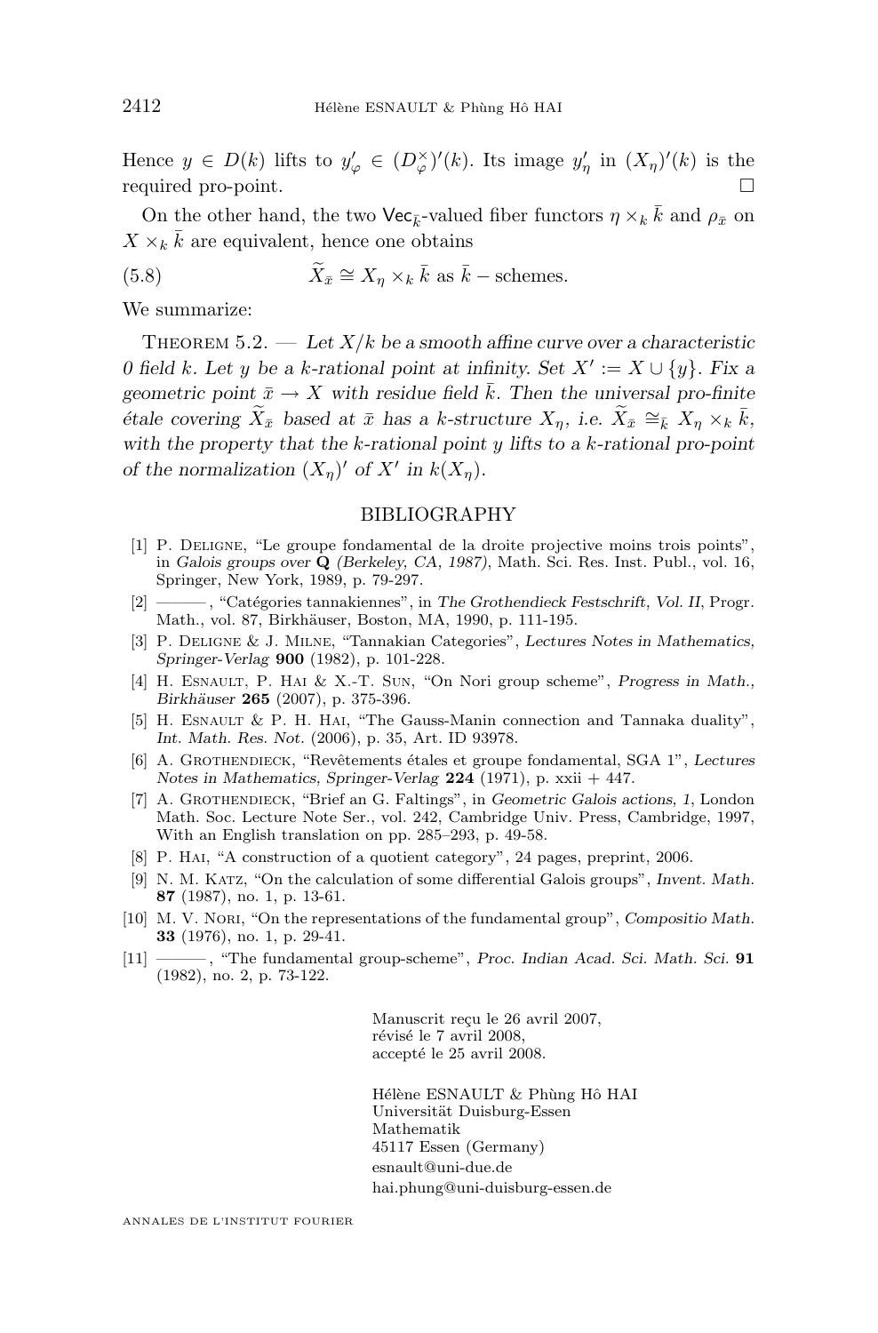Hence $y \in D(k)$ lifts to $y'_\varphi \in (D^\times_\varphi)'(k)$. Its image $y'_\eta$ in $(X_\eta)'(k)$ is the required pro-point. $\square$

On the other hand, the two $\mathsf{Vec}_{\bar{k}}$-valued fiber functors $\eta \times_k \bar{k}$ and $\rho_{\bar{x}}$ on $X \times_k \bar{k}$ are equivalent, hence one obtains

$$\widetilde{X}_{\bar{x}} \cong X_\eta \times_k \bar{k} \text{ as } \bar{k} - \text{schemes.} \tag{5.8}$$

We summarize:

Theorem 5.2. — *Let $X/k$ be a smooth affine curve over a characteristic 0 field $k$. Let $y$ be a $k$-rational point at infinity. Set $X' := X \cup \{y\}$. Fix a geometric point $\bar{x} \to X$ with residue field $\bar{k}$. Then the universal pro-finite étale covering $\widetilde{X}_{\bar{x}}$ based at $\bar{x}$ has a $k$-structure $X_\eta$, i.e. $\widetilde{X}_{\bar{x}} \cong_{\bar{k}} X_\eta \times_k \bar{k}$, with the property that the $k$-rational point $y$ lifts to a $k$-rational pro-point of the normalization $(X_\eta)'$ of $X'$ in $k(X_\eta)$.*

## BIBLIOGRAPHY

[1] P. Deligne, "Le groupe fondamental de la droite projective moins trois points", in *Galois groups over* **Q** *(Berkeley, CA, 1987)*, Math. Sci. Res. Inst. Publ., vol. 16, Springer, New York, 1989, p. 79-297.

[2] ———, "Catégories tannakiennes", in *The Grothendieck Festschrift, Vol. II*, Progr. Math., vol. 87, Birkhäuser, Boston, MA, 1990, p. 111-195.

[3] P. Deligne & J. Milne, "Tannakian Categories", *Lectures Notes in Mathematics, Springer-Verlag* **900** (1982), p. 101-228.

[4] H. Esnault, P. Hai & X.-T. Sun, "On Nori group scheme", *Progress in Math., Birkhäuser* **265** (2007), p. 375-396.

[5] H. Esnault & P. H. Hai, "The Gauss-Manin connection and Tannaka duality", *Int. Math. Res. Not.* (2006), p. 35, Art. ID 93978.

[6] A. Grothendieck, "Revêtements étales et groupe fondamental, SGA 1", *Lectures Notes in Mathematics, Springer-Verlag* **224** (1971), p. xxii + 447.

[7] A. Grothendieck, "Brief an G. Faltings", in *Geometric Galois actions, 1*, London Math. Soc. Lecture Note Ser., vol. 242, Cambridge Univ. Press, Cambridge, 1997, With an English translation on pp. 285–293, p. 49-58.

[8] P. Hai, "A construction of a quotient category", 24 pages, preprint, 2006.

[9] N. M. Katz, "On the calculation of some differential Galois groups", *Invent. Math.* **87** (1987), no. 1, p. 13-61.

[10] M. V. Nori, "On the representations of the fundamental group", *Compositio Math.* **33** (1976), no. 1, p. 29-41.

[11] ———, "The fundamental group-scheme", *Proc. Indian Acad. Sci. Math. Sci.* **91** (1982), no. 2, p. 73-122.

Manuscrit reçu le 26 avril 2007,
révisé le 7 avril 2008,
accepté le 25 avril 2008.

Hélène ESNAULT & Phùng Hô HAI
Universität Duisburg-Essen
Mathematik
45117 Essen (Germany)
esnault@uni-due.de
hai.phung@uni-duisburg-essen.de